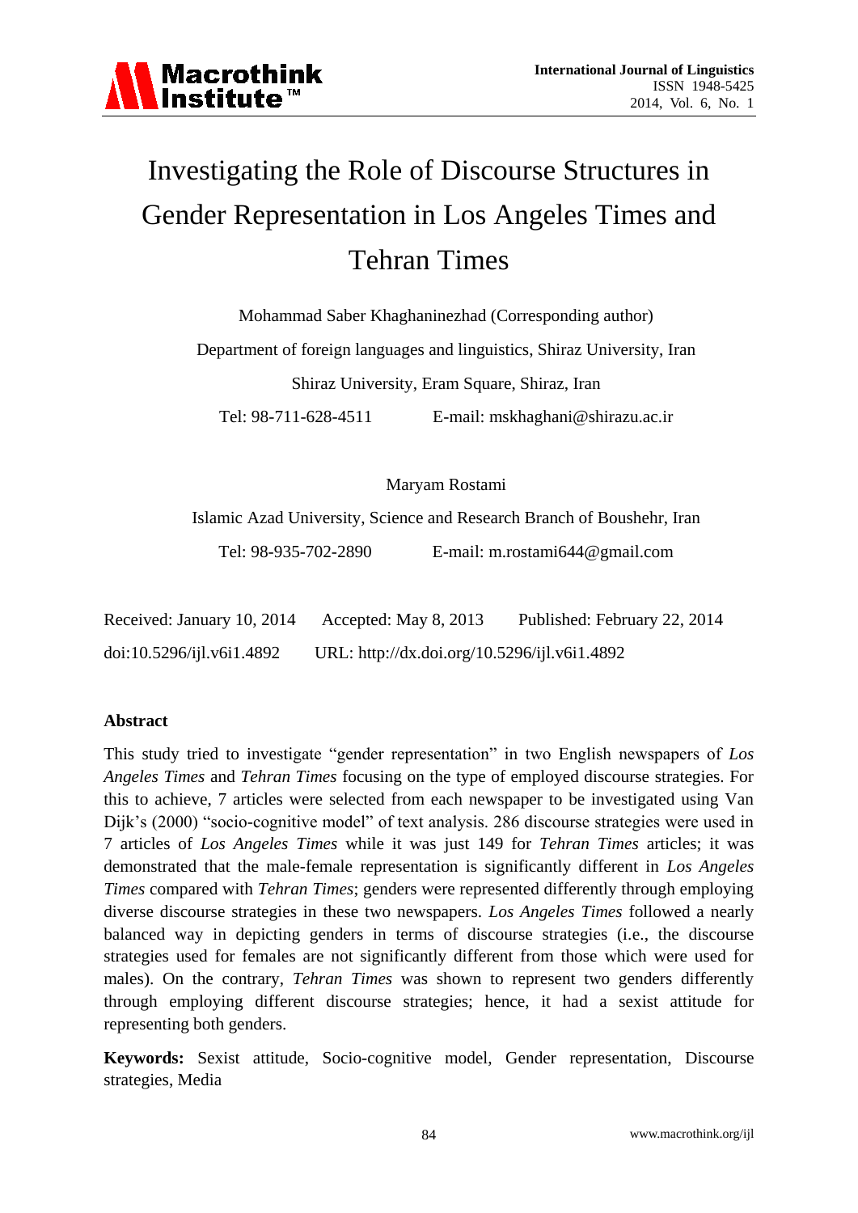# Investigating the Role of Discourse Structures in Gender Representation in Los Angeles Times and Tehran Times

Mohammad Saber Khaghaninezhad (Corresponding author)

Department of foreign languages and linguistics, Shiraz University, Iran

Shiraz University, Eram Square, Shiraz, Iran

Tel: 98-711-628-4511 E-mail: mskhaghani@shirazu.ac.ir

Maryam Rostami

Islamic Azad University, Science and Research Branch of Boushehr, Iran

Tel: 98-935-702-2890 E-mail: m.rostami644@gmail.com

Received: January 10, 2014 Accepted: May 8, 2013 Published: February 22, 2014

doi:10.5296/ijl.v6i1.4892 URL: http://dx.doi.org/10.5296/ijl.v6i1.4892

## Abstract

This study tried to investigate "gender representation" in two English newspapers of *Los Angeles Times* and *Tehran Times* focusing on the type of employed discourse strategies. For this to achieve, 7 articles were selected from each newspaper to be investigated using Van Dijk's (2000) "socio-cognitive model" of text analysis. 286 discourse strategies were used in 7 articles of *Los Angeles Times* while it was just 149 for *Tehran Times* articles; it was demonstrated that the male-female representation is significantly different in *Los Angeles Times* compared with *Tehran Times*; genders were represented differently through employing diverse discourse strategies in these two newspapers. *Los Angeles Times* followed a nearly balanced way in depicting genders in terms of discourse strategies (i.e., the discourse strategies used for females are not significantly different from those which were used for males). On the contrary, *Tehran Times* was shown to represent two genders differently through employing different discourse strategies; hence, it had a sexist attitude for representing both genders.

**Keywords:** Sexist attitude, Socio-cognitive model, Gender representation, Discourse strategies, Media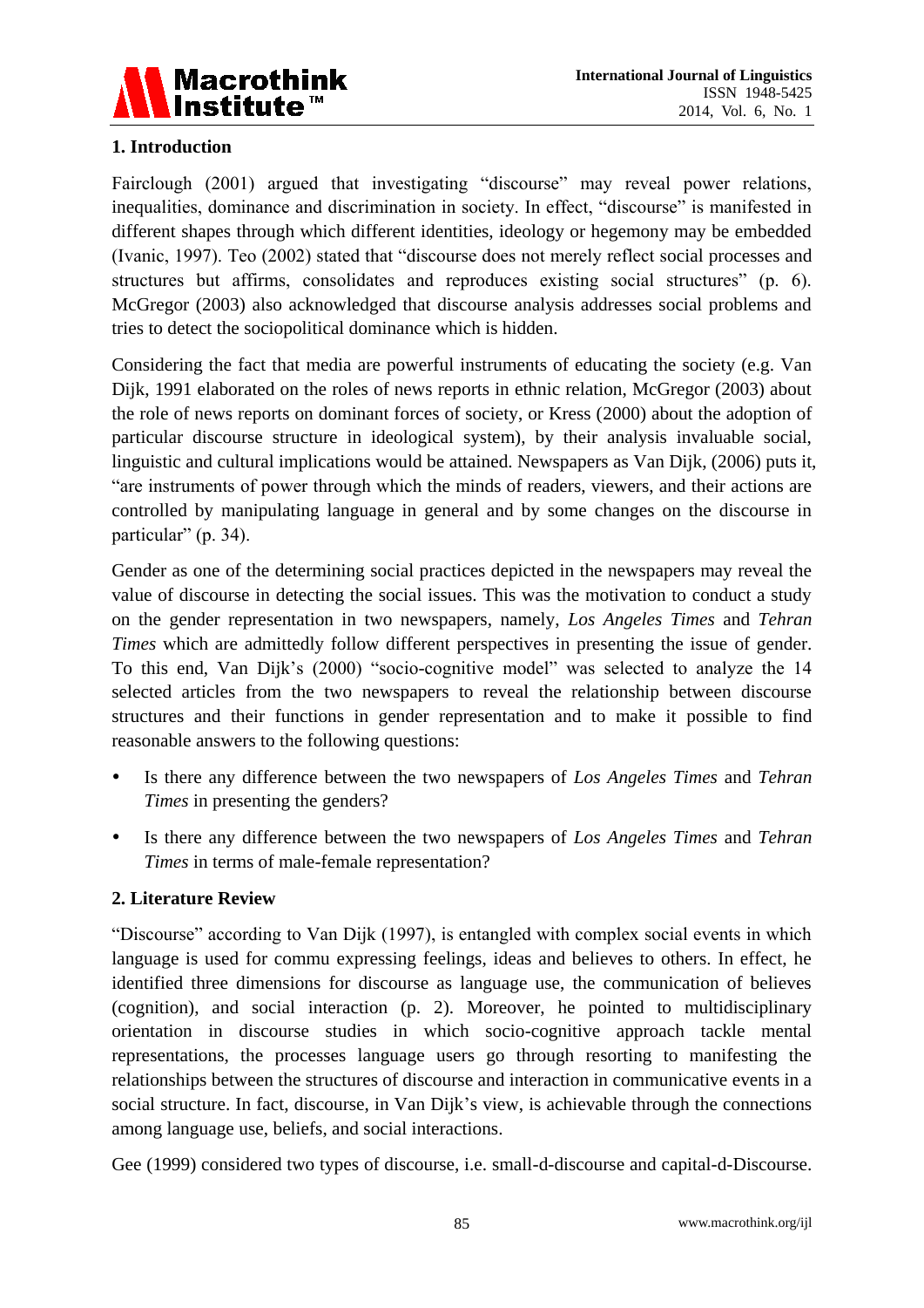## 1. Introduction

Fairclough (2001) argued that investigating "discourse" may reveal power relations, inequalities, dominance and discrimination in society. In effect, "discourse" is manifested in different shapes through which different identities, ideology or hegemony may be embedded (Ivanic, 1997). Teo (2002) stated that "discourse does not merely reflect social processes and structures but affirms, consolidates and reproduces existing social structures" (p. 6). McGregor (2003) also acknowledged that discourse analysis addresses social problems and tries to detect the sociopolitical dominance which is hidden.

Considering the fact that media are powerful instruments of educating the society (e.g. Van Dijk, 1991 elaborated on the roles of news reports in ethnic relation, McGregor (2003) about the role of news reports on dominant forces of society, or Kress (2000) about the adoption of particular discourse structure in ideological system), by their analysis invaluable social, linguistic and cultural implications would be attained. Newspapers as Van Dijk, (2006) puts it, "are instruments of power through which the minds of readers, viewers, and their actions are controlled by manipulating language in general and by some changes on the discourse in particular" (p. 34).

Gender as one of the determining social practices depicted in the newspapers may reveal the value of discourse in detecting the social issues. This was the motivation to conduct a study on the gender representation in two newspapers, namely, *Los Angeles Times* and *Tehran Times* which are admittedly follow different perspectives in presenting the issue of gender. To this end, Van Dijk's (2000) "socio-cognitive model" was selected to analyze the 14 selected articles from the two newspapers to reveal the relationship between discourse structures and their functions in gender representation and to make it possible to find reasonable answers to the following questions:

- Is there any difference between the two newspapers of *Los Angeles Times* and *Tehran Times* in presenting the genders?
- Is there any difference between the two newspapers of *Los Angeles Times* and *Tehran Times* in terms of male-female representation?

## 2. Literature Review

"Discourse" according to Van Dijk (1997), is entangled with complex social events in which language is used for commu expressing feelings, ideas and believes to others. In effect, he identified three dimensions for discourse as language use, the communication of believes (cognition), and social interaction (p. 2). Moreover, he pointed to multidisciplinary orientation in discourse studies in which socio-cognitive approach tackle mental representations, the processes language users go through resorting to manifesting the relationships between the structures of discourse and interaction in communicative events in a social structure. In fact, discourse, in Van Dijk's view, is achievable through the connections among language use, beliefs, and social interactions.

Gee (1999) considered two types of discourse, i.e. small-d-discourse and capital-d-Discourse.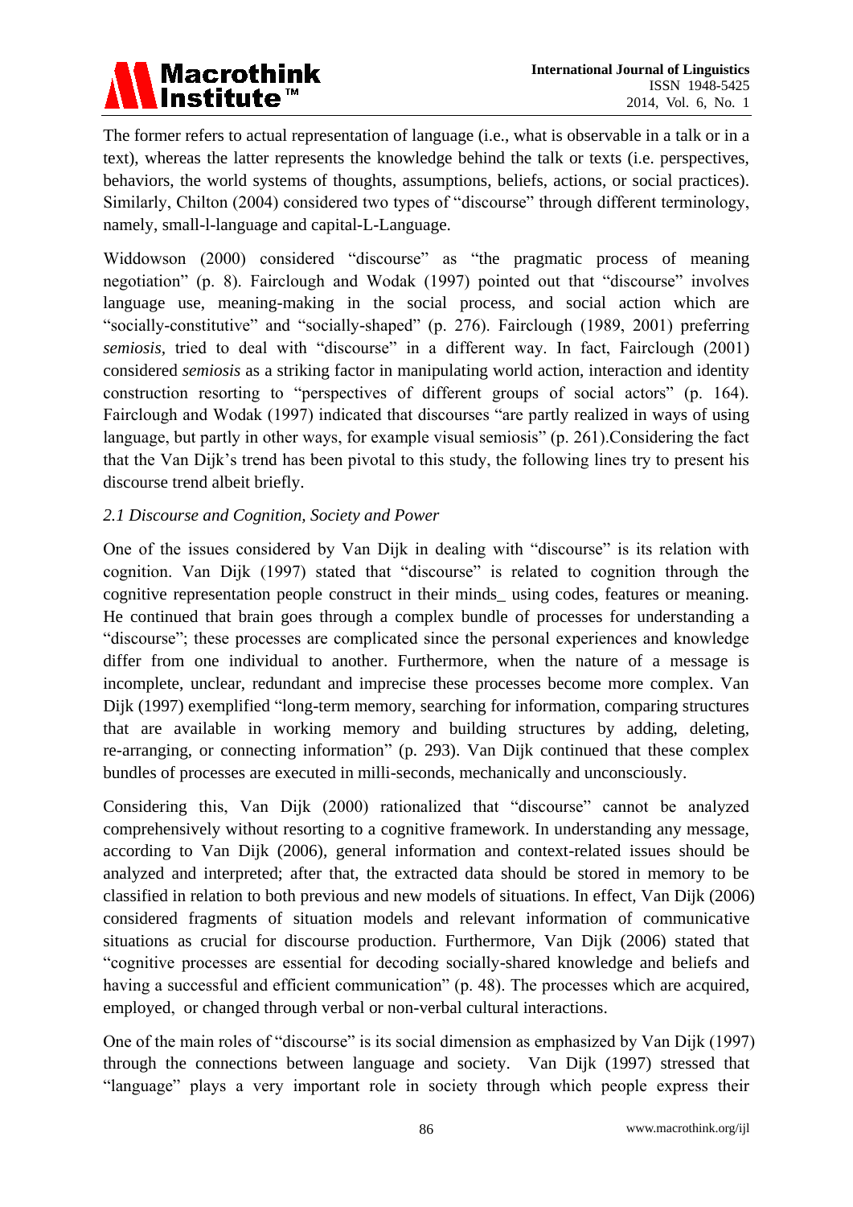The former refers to actual representation of language (i.e., what is observable in a talk or in a text), whereas the latter represents the knowledge behind the talk or texts (i.e. perspectives, behaviors, the world systems of thoughts, assumptions, beliefs, actions, or social practices). Similarly, Chilton (2004) considered two types of "discourse" through different terminology, namely, small-l-language and capital-L-Language.

Widdowson (2000) considered "discourse" as "the pragmatic process of meaning negotiation" (p. 8). Fairclough and Wodak (1997) pointed out that "discourse" involves language use, meaning-making in the social process, and social action which are "socially-constitutive" and "socially-shaped" (p. 276). Fairclough (1989, 2001) preferring *semiosis,* tried to deal with "discourse" in a different way. In fact, Fairclough (2001) considered *semiosis* as a striking factor in manipulating world action, interaction and identity construction resorting to "perspectives of different groups of social actors" (p. 164). Fairclough and Wodak (1997) indicated that discourses "are partly realized in ways of using language, but partly in other ways, for example visual semiosis" (p. 261).Considering the fact that the Van Dijk's trend has been pivotal to this study, the following lines try to present his discourse trend albeit briefly.

*2.1 Discourse and Cognition, Society and Power*

One of the issues considered by Van Dijk in dealing with "discourse" is its relation with cognition. Van Dijk (1997) stated that "discourse" is related to cognition through the cognitive representation people construct in their minds_ using codes, features or meaning. He continued that brain goes through a complex bundle of processes for understanding a "discourse"; these processes are complicated since the personal experiences and knowledge differ from one individual to another. Furthermore, when the nature of a message is incomplete, unclear, redundant and imprecise these processes become more complex. Van Dijk (1997) exemplified "long-term memory, searching for information, comparing structures that are available in working memory and building structures by adding, deleting, re-arranging, or connecting information" (p. 293). Van Dijk continued that these complex bundles of processes are executed in milli-seconds, mechanically and unconsciously.

Considering this, Van Dijk (2000) rationalized that "discourse" cannot be analyzed comprehensively without resorting to a cognitive framework. In understanding any message, according to Van Dijk (2006), general information and context-related issues should be analyzed and interpreted; after that, the extracted data should be stored in memory to be classified in relation to both previous and new models of situations. In effect, Van Dijk (2006) considered fragments of situation models and relevant information of communicative situations as crucial for discourse production. Furthermore, Van Dijk (2006) stated that "cognitive processes are essential for decoding socially-shared knowledge and beliefs and having a successful and efficient communication" (p. 48). The processes which are acquired, employed, or changed through verbal or non-verbal cultural interactions.

One of the main roles of "discourse" is its social dimension as emphasized by Van Dijk (1997) through the connections between language and society. Van Dijk (1997) stressed that "language" plays a very important role in society through which people express their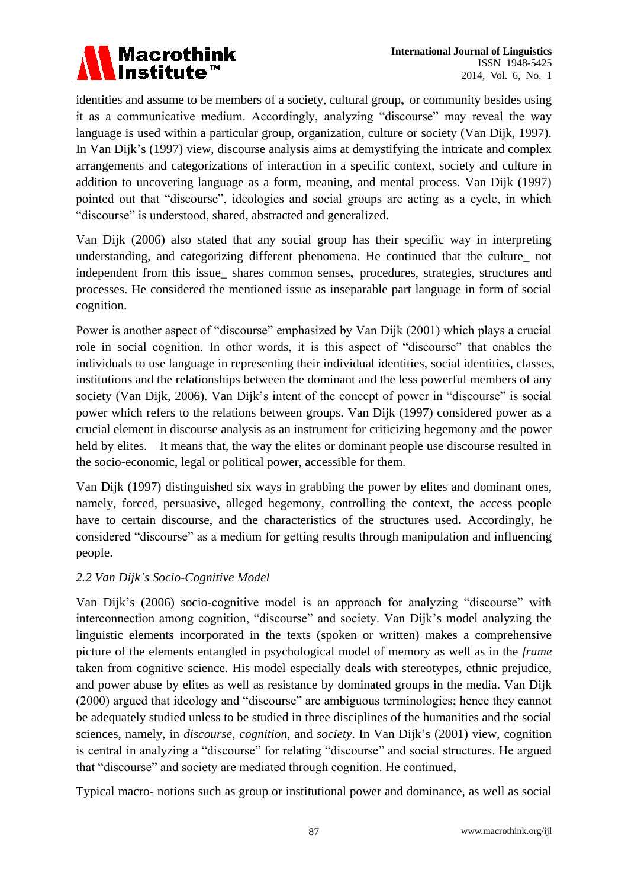identities and assume to be members of a society, cultural group**,** or community besides using it as a communicative medium. Accordingly, analyzing "discourse" may reveal the way language is used within a particular group, organization, culture or society (Van Dijk, 1997). In Van Dijk's (1997) view, discourse analysis aims at demystifying the intricate and complex arrangements and categorizations of interaction in a specific context, society and culture in addition to uncovering language as a form, meaning, and mental process. Van Dijk (1997) pointed out that "discourse", ideologies and social groups are acting as a cycle, in which "discourse" is understood, shared, abstracted and generalized**.**

Van Dijk (2006) also stated that any social group has their specific way in interpreting understanding, and categorizing different phenomena. He continued that the culture_ not independent from this issue_ shares common senses**,** procedures, strategies, structures and processes. He considered the mentioned issue as inseparable part language in form of social cognition.

Power is another aspect of "discourse" emphasized by Van Dijk (2001) which plays a crucial role in social cognition. In other words, it is this aspect of "discourse" that enables the individuals to use language in representing their individual identities, social identities, classes, institutions and the relationships between the dominant and the less powerful members of any society (Van Dijk, 2006). Van Dijk's intent of the concept of power in "discourse" is social power which refers to the relations between groups. Van Dijk (1997) considered power as a crucial element in discourse analysis as an instrument for criticizing hegemony and the power held by elites. It means that, the way the elites or dominant people use discourse resulted in the socio-economic, legal or political power, accessible for them.

Van Dijk (1997) distinguished six ways in grabbing the power by elites and dominant ones, namely, forced, persuasive**,** alleged hegemony, controlling the context, the access people have to certain discourse, and the characteristics of the structures used**.** Accordingly, he considered "discourse" as a medium for getting results through manipulation and influencing people.

### *2.2 Van Dijk's Socio-Cognitive Model*

Van Dijk's (2006) socio-cognitive model is an approach for analyzing "discourse" with interconnection among cognition, "discourse" and society. Van Dijk's model analyzing the linguistic elements incorporated in the texts (spoken or written) makes a comprehensive picture of the elements entangled in psychological model of memory as well as in the *frame* taken from cognitive science. His model especially deals with stereotypes, ethnic prejudice, and power abuse by elites as well as resistance by dominated groups in the media. Van Dijk (2000) argued that ideology and "discourse" are ambiguous terminologies; hence they cannot be adequately studied unless to be studied in three disciplines of the humanities and the social sciences, namely, in *discourse*, *cognition*, and *society*. In Van Dijk's (2001) view, cognition is central in analyzing a "discourse" for relating "discourse" and social structures. He argued that "discourse" and society are mediated through cognition. He continued,

Typical macro- notions such as group or institutional power and dominance, as well as social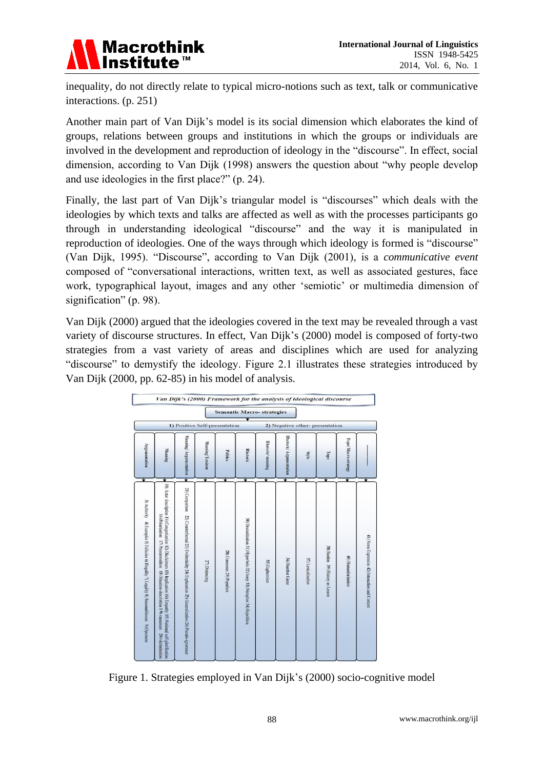inequality, do not directly relate to typical micro-notions such as text, talk or communicative interactions. (p. 251)

Another main part of Van Dijk's model is its social dimension which elaborates the kind of groups, relations between groups and institutions in which the groups or individuals are involved in the development and reproduction of ideology in the "discourse". In effect, social dimension, according to Van Dijk (1998) answers the question about "why people develop and use ideologies in the first place?" (p. 24).

Finally, the last part of Van Dijk's triangular model is "discourses" which deals with the ideologies by which texts and talks are affected as well as with the processes participants go through in understanding ideological "discourse" and the way it is manipulated in reproduction of ideologies. One of the ways through which ideology is formed is "discourse" (Van Dijk, 1995). "Discourse", according to Van Dijk (2001), is a *communicative event* composed of "conversational interactions, written text, as well as associated gestures, face work, typographical layout, images and any other 'semiotic' or multimedia dimension of signification" (p. 98).

Van Dijk (2000) argued that the ideologies covered in the text may be revealed through a vast variety of discourse structures. In effect, Van Dijk's (2000) model is composed of forty-two strategies from a vast variety of areas and disciplines which are used for analyzing "discourse" to demystify the ideology. Figure 2.1 illustrates these strategies introduced by Van Dijk (2000, pp. 62-85) in his model of analysis.

*Van Dijk's (2000) Framework for the analysis of ideological discourse*

**Semantic Macro- strategies**

1) Positive Self-presentation 2) Negative other- presentation

| Category | Strategies |
|---|---|
| Argumentation | 3) Authority 4) Examples 5) Fallacies 6) Illegality 7) Legality 8) Reasonableness 9) Openness |
| Meaning | 10) Actor description 11) Categorization 12) Disclaimers 13) Implication 14) Empathy 15) National self-glorification 16) Polarization 17) Presupposition 18) Situation-description 19) vagueness 20) victimization |
| Meaning/ Argumentation | 21) Comparison 22) Counterfactual 23) Evidentiality 24) Explanation 25) Generalization 26) Pseudo-ignorance |
| Meaning/ Lexicon | 27) Distancing |
| Politics | 28) Consensus 29) Populism |
| Rhetoric | 30) Dramatization 31) Hyperbole 32) Irony 33) Metaphor 34) Repetition |
| Rhetoric/ meaning | 35) Euphemism |
| Rhetoric/ Argumentation | 36) Number Game |
| Style | 37) Lexicalization |
| Topoi | 38) Burden 39) History as Lesson |
| Topoi/ Macro-strategy | 40) Humanitarianism |
| ............ | 41) Norm Expression 42) Interaction and Context |

Figure 1. Strategies employed in Van Dijk's (2000) socio-cognitive model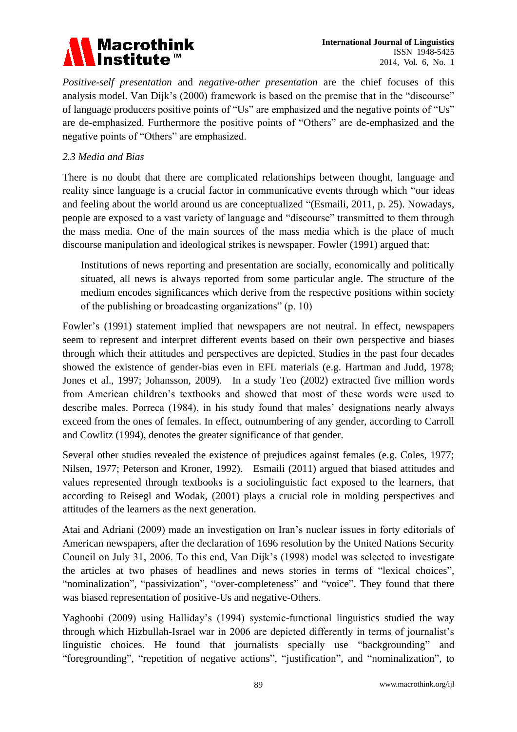*Positive-self presentation* and *negative-other presentation* are the chief focuses of this analysis model. Van Dijk's (2000) framework is based on the premise that in the "discourse" of language producers positive points of "Us" are emphasized and the negative points of "Us" are de-emphasized. Furthermore the positive points of "Others" are de-emphasized and the negative points of "Others" are emphasized.

### *2.3 Media and Bias*

There is no doubt that there are complicated relationships between thought, language and reality since language is a crucial factor in communicative events through which "our ideas and feeling about the world around us are conceptualized "(Esmaili, 2011, p. 25). Nowadays, people are exposed to a vast variety of language and "discourse" transmitted to them through the mass media. One of the main sources of the mass media which is the place of much discourse manipulation and ideological strikes is newspaper. Fowler (1991) argued that:

> Institutions of news reporting and presentation are socially, economically and politically situated, all news is always reported from some particular angle. The structure of the medium encodes significances which derive from the respective positions within society of the publishing or broadcasting organizations" (p. 10)

Fowler's (1991) statement implied that newspapers are not neutral. In effect, newspapers seem to represent and interpret different events based on their own perspective and biases through which their attitudes and perspectives are depicted. Studies in the past four decades showed the existence of gender-bias even in EFL materials (e.g. Hartman and Judd, 1978; Jones et al., 1997; Johansson, 2009). In a study Teo (2002) extracted five million words from American children's textbooks and showed that most of these words were used to describe males. Porreca (1984), in his study found that males' designations nearly always exceed from the ones of females. In effect, outnumbering of any gender, according to Carroll and Cowlitz (1994), denotes the greater significance of that gender.

Several other studies revealed the existence of prejudices against females (e.g. Coles, 1977; Nilsen, 1977; Peterson and Kroner, 1992). Esmaili (2011) argued that biased attitudes and values represented through textbooks is a sociolinguistic fact exposed to the learners, that according to Reisegl and Wodak, (2001) plays a crucial role in molding perspectives and attitudes of the learners as the next generation.

Atai and Adriani (2009) made an investigation on Iran's nuclear issues in forty editorials of American newspapers, after the declaration of 1696 resolution by the United Nations Security Council on July 31, 2006. To this end, Van Dijk's (1998) model was selected to investigate the articles at two phases of headlines and news stories in terms of "lexical choices", "nominalization", "passivization", "over-completeness" and "voice". They found that there was biased representation of positive-Us and negative-Others.

Yaghoobi (2009) using Halliday's (1994) systemic-functional linguistics studied the way through which Hizbullah-Israel war in 2006 are depicted differently in terms of journalist's linguistic choices. He found that journalists specially use "backgrounding" and "foregrounding", "repetition of negative actions", "justification", and "nominalization", to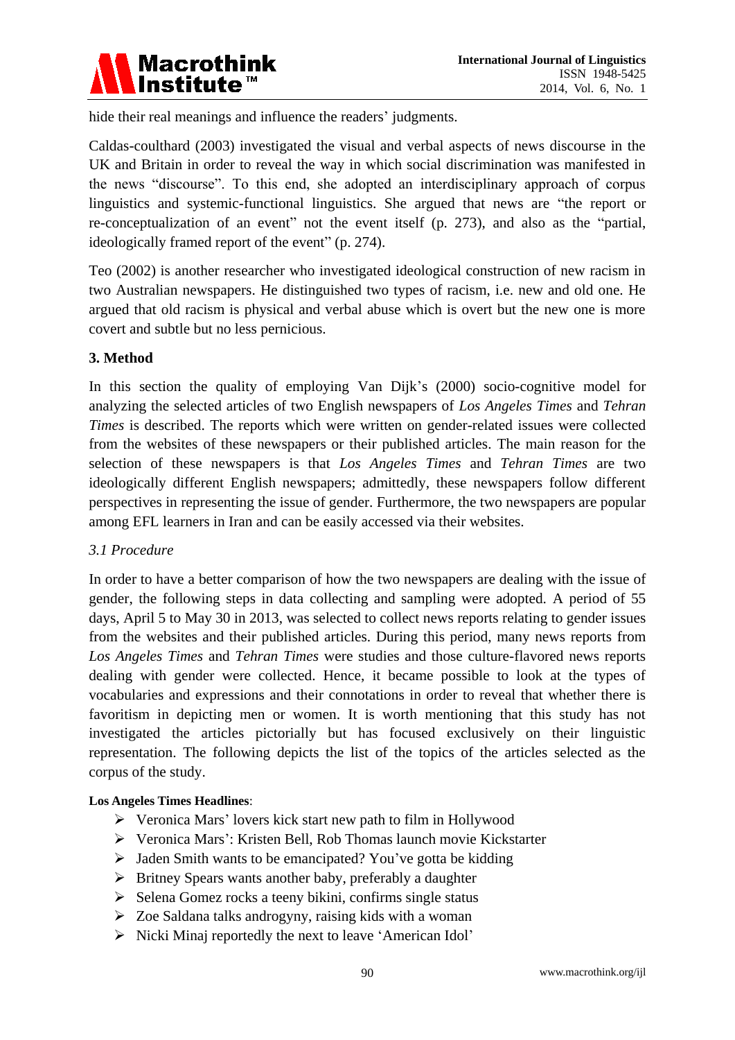hide their real meanings and influence the readers' judgments.

Caldas-coulthard (2003) investigated the visual and verbal aspects of news discourse in the UK and Britain in order to reveal the way in which social discrimination was manifested in the news "discourse". To this end, she adopted an interdisciplinary approach of corpus linguistics and systemic-functional linguistics. She argued that news are "the report or re-conceptualization of an event" not the event itself (p. 273), and also as the "partial, ideologically framed report of the event" (p. 274).

Teo (2002) is another researcher who investigated ideological construction of new racism in two Australian newspapers. He distinguished two types of racism, i.e. new and old one. He argued that old racism is physical and verbal abuse which is overt but the new one is more covert and subtle but no less pernicious.

## 3. Method

In this section the quality of employing Van Dijk's (2000) socio-cognitive model for analyzing the selected articles of two English newspapers of *Los Angeles Times* and *Tehran Times* is described. The reports which were written on gender-related issues were collected from the websites of these newspapers or their published articles. The main reason for the selection of these newspapers is that *Los Angeles Times* and *Tehran Times* are two ideologically different English newspapers; admittedly, these newspapers follow different perspectives in representing the issue of gender. Furthermore, the two newspapers are popular among EFL learners in Iran and can be easily accessed via their websites.

### *3.1 Procedure*

In order to have a better comparison of how the two newspapers are dealing with the issue of gender, the following steps in data collecting and sampling were adopted. A period of 55 days, April 5 to May 30 in 2013, was selected to collect news reports relating to gender issues from the websites and their published articles. During this period, many news reports from *Los Angeles Times* and *Tehran Times* were studies and those culture-flavored news reports dealing with gender were collected. Hence, it became possible to look at the types of vocabularies and expressions and their connotations in order to reveal that whether there is favoritism in depicting men or women. It is worth mentioning that this study has not investigated the articles pictorially but has focused exclusively on their linguistic representation. The following depicts the list of the topics of the articles selected as the corpus of the study.

**Los Angeles Times Headlines**:

- Veronica Mars' lovers kick start new path to film in Hollywood
- Veronica Mars': Kristen Bell, Rob Thomas launch movie Kickstarter
- Jaden Smith wants to be emancipated? You've gotta be kidding
- Britney Spears wants another baby, preferably a daughter
- Selena Gomez rocks a teeny bikini, confirms single status
- Zoe Saldana talks androgyny, raising kids with a woman
- Nicki Minaj reportedly the next to leave 'American Idol'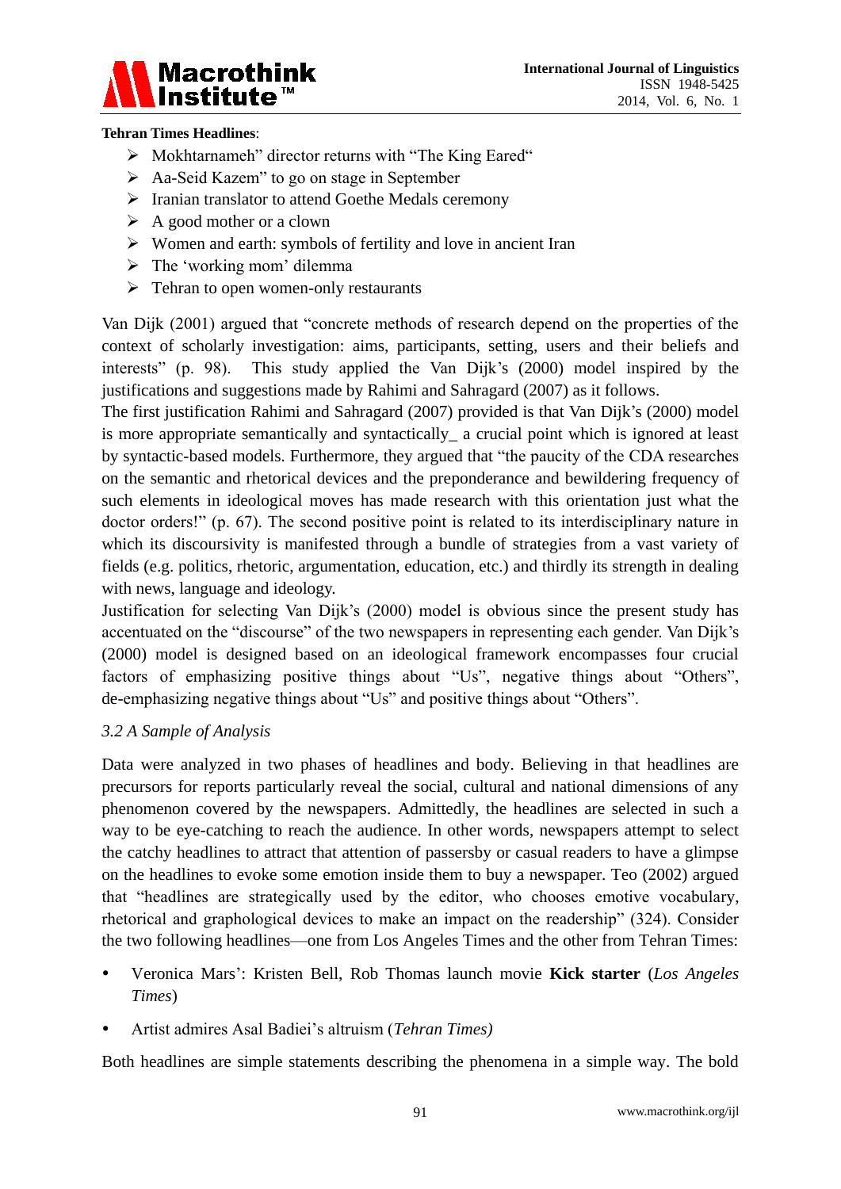**Tehran Times Headlines**:

- Mokhtarnameh" director returns with "The King Eared"
- Aa-Seid Kazem" to go on stage in September
- Iranian translator to attend Goethe Medals ceremony
- A good mother or a clown
- Women and earth: symbols of fertility and love in ancient Iran
- The 'working mom' dilemma
- Tehran to open women-only restaurants

Van Dijk (2001) argued that "concrete methods of research depend on the properties of the context of scholarly investigation: aims, participants, setting, users and their beliefs and interests" (p. 98). This study applied the Van Dijk's (2000) model inspired by the justifications and suggestions made by Rahimi and Sahragard (2007) as it follows.

The first justification Rahimi and Sahragard (2007) provided is that Van Dijk's (2000) model is more appropriate semantically and syntactically_ a crucial point which is ignored at least by syntactic-based models. Furthermore, they argued that "the paucity of the CDA researches on the semantic and rhetorical devices and the preponderance and bewildering frequency of such elements in ideological moves has made research with this orientation just what the doctor orders!" (p. 67). The second positive point is related to its interdisciplinary nature in which its discoursivity is manifested through a bundle of strategies from a vast variety of fields (e.g. politics, rhetoric, argumentation, education, etc.) and thirdly its strength in dealing with news, language and ideology.

Justification for selecting Van Dijk's (2000) model is obvious since the present study has accentuated on the "discourse" of the two newspapers in representing each gender. Van Dijk's (2000) model is designed based on an ideological framework encompasses four crucial factors of emphasizing positive things about "Us", negative things about "Others", de-emphasizing negative things about "Us" and positive things about "Others".

### *3.2 A Sample of Analysis*

Data were analyzed in two phases of headlines and body. Believing in that headlines are precursors for reports particularly reveal the social, cultural and national dimensions of any phenomenon covered by the newspapers. Admittedly, the headlines are selected in such a way to be eye-catching to reach the audience. In other words, newspapers attempt to select the catchy headlines to attract that attention of passersby or casual readers to have a glimpse on the headlines to evoke some emotion inside them to buy a newspaper. Teo (2002) argued that "headlines are strategically used by the editor, who chooses emotive vocabulary, rhetorical and graphological devices to make an impact on the readership" (324). Consider the two following headlines—one from Los Angeles Times and the other from Tehran Times:

- Veronica Mars': Kristen Bell, Rob Thomas launch movie **Kick starter** (*Los Angeles Times*)
- Artist admires Asal Badiei's altruism (*Tehran Times)*

Both headlines are simple statements describing the phenomena in a simple way. The bold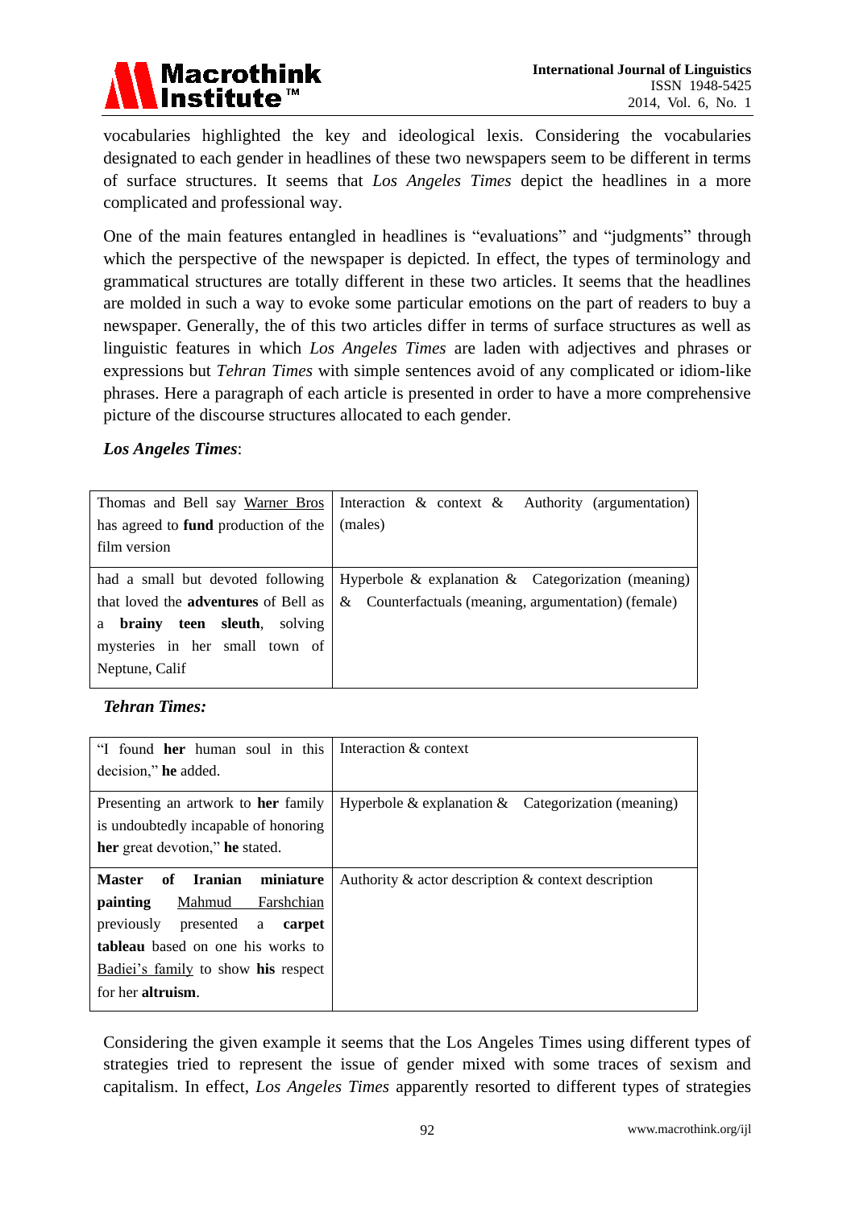vocabularies highlighted the key and ideological lexis. Considering the vocabularies designated to each gender in headlines of these two newspapers seem to be different in terms of surface structures. It seems that *Los Angeles Times* depict the headlines in a more complicated and professional way.

One of the main features entangled in headlines is "evaluations" and "judgments" through which the perspective of the newspaper is depicted. In effect, the types of terminology and grammatical structures are totally different in these two articles. It seems that the headlines are molded in such a way to evoke some particular emotions on the part of readers to buy a newspaper. Generally, the of this two articles differ in terms of surface structures as well as linguistic features in which *Los Angeles Times* are laden with adjectives and phrases or expressions but *Tehran Times* with simple sentences avoid of any complicated or idiom-like phrases. Here a paragraph of each article is presented in order to have a more comprehensive picture of the discourse structures allocated to each gender.

***Los Angeles Times***:

| | |
|---|---|
| Thomas and Bell say <u>Warner Bros</u> has agreed to **fund** production of the film version | Interaction & context & Authority (argumentation) (males) |
| had a small but devoted following that loved the **adventures** of Bell as a **brainy teen sleuth**, solving mysteries in her small town of Neptune, Calif | Hyperbole & explanation & Categorization (meaning) & Counterfactuals (meaning, argumentation) (female) |

***Tehran Times:***

| | |
|---|---|
| "I found **her** human soul in this decision," **he** added. | Interaction & context |
| Presenting an artwork to **her** family is undoubtedly incapable of honoring **her** great devotion," **he** stated. | Hyperbole & explanation & Categorization (meaning) |
| **Master of Iranian miniature painting** <u>Mahmud Farshchian</u> previously presented a **carpet tableau** based on one his works to <u>Badiei's family</u> to show **his** respect for her **altruism**. | Authority & actor description & context description |

Considering the given example it seems that the Los Angeles Times using different types of strategies tried to represent the issue of gender mixed with some traces of sexism and capitalism. In effect, *Los Angeles Times* apparently resorted to different types of strategies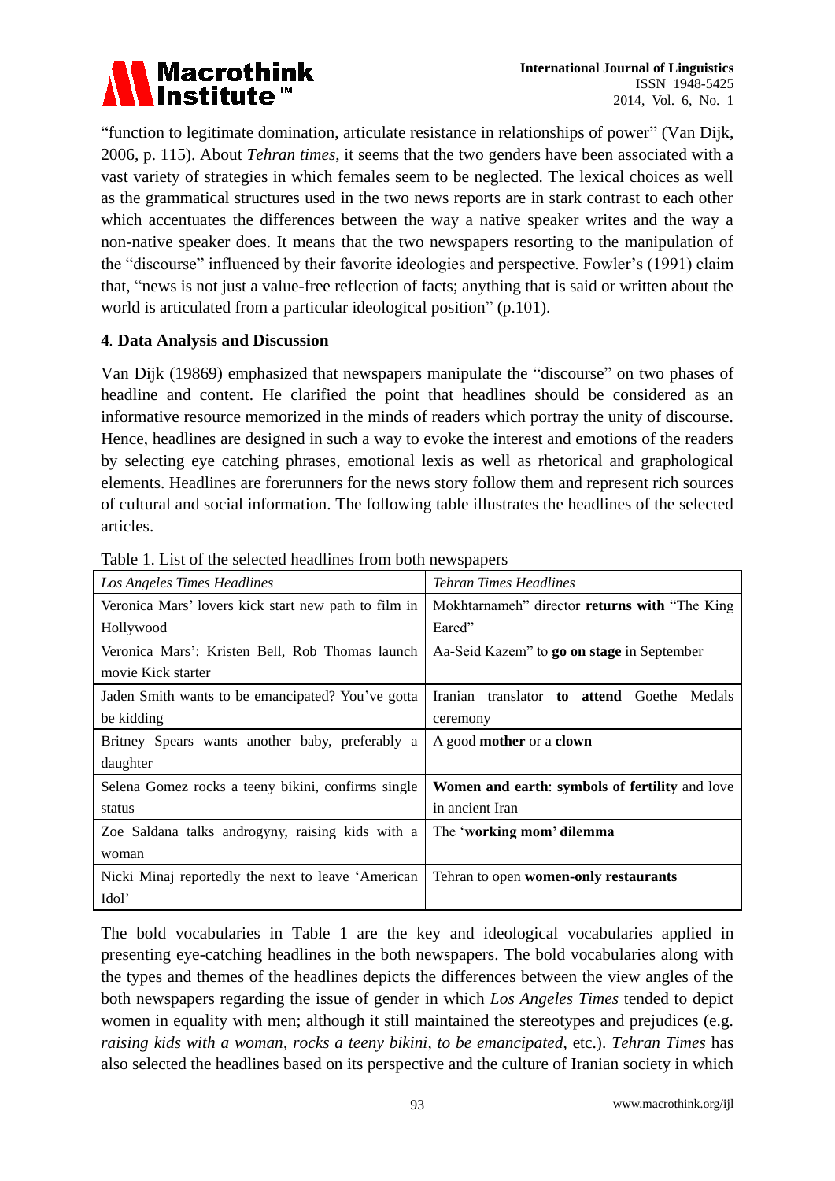"function to legitimate domination, articulate resistance in relationships of power" (Van Dijk, 2006, p. 115). About *Tehran times*, it seems that the two genders have been associated with a vast variety of strategies in which females seem to be neglected. The lexical choices as well as the grammatical structures used in the two news reports are in stark contrast to each other which accentuates the differences between the way a native speaker writes and the way a non-native speaker does. It means that the two newspapers resorting to the manipulation of the "discourse" influenced by their favorite ideologies and perspective. Fowler's (1991) claim that, "news is not just a value-free reflection of facts; anything that is said or written about the world is articulated from a particular ideological position" (p.101).

## 4. Data Analysis and Discussion

Van Dijk (19869) emphasized that newspapers manipulate the "discourse" on two phases of headline and content. He clarified the point that headlines should be considered as an informative resource memorized in the minds of readers which portray the unity of discourse. Hence, headlines are designed in such a way to evoke the interest and emotions of the readers by selecting eye catching phrases, emotional lexis as well as rhetorical and graphological elements. Headlines are forerunners for the news story follow them and represent rich sources of cultural and social information. The following table illustrates the headlines of the selected articles.

Table 1. List of the selected headlines from both newspapers

| *Los Angeles Times Headlines* | *Tehran Times Headlines* |
|---|---|
| Veronica Mars' lovers kick start new path to film in Hollywood | Mokhtarnameh" director **returns with** "The King Eared" |
| Veronica Mars': Kristen Bell, Rob Thomas launch movie Kick starter | Aa-Seid Kazem" to **go on stage** in September |
| Jaden Smith wants to be emancipated? You've gotta be kidding | Iranian translator **to attend** Goethe Medals ceremony |
| Britney Spears wants another baby, preferably a daughter | A good **mother** or a **clown** |
| Selena Gomez rocks a teeny bikini, confirms single status | **Women and earth**: **symbols of fertility** and love in ancient Iran |
| Zoe Saldana talks androgyny, raising kids with a woman | The '**working mom' dilemma** |
| Nicki Minaj reportedly the next to leave 'American Idol' | Tehran to open **women-only restaurants** |

The bold vocabularies in Table 1 are the key and ideological vocabularies applied in presenting eye-catching headlines in the both newspapers. The bold vocabularies along with the types and themes of the headlines depicts the differences between the view angles of the both newspapers regarding the issue of gender in which *Los Angeles Times* tended to depict women in equality with men; although it still maintained the stereotypes and prejudices (e.g. *raising kids with a woman*, *rocks a teeny bikini*, *to be emancipated*, etc.). *Tehran Times* has also selected the headlines based on its perspective and the culture of Iranian society in which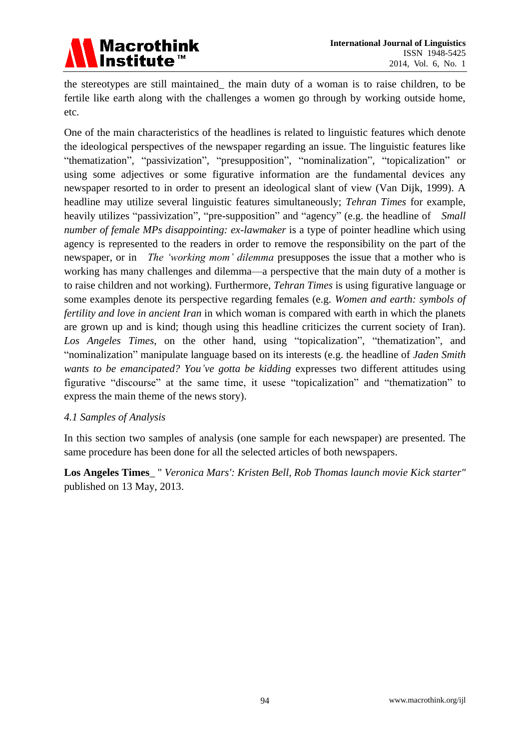the stereotypes are still maintained_ the main duty of a woman is to raise children, to be fertile like earth along with the challenges a women go through by working outside home, etc.

One of the main characteristics of the headlines is related to linguistic features which denote the ideological perspectives of the newspaper regarding an issue. The linguistic features like "thematization", "passivization", "presupposition", "nominalization", "topicalization" or using some adjectives or some figurative information are the fundamental devices any newspaper resorted to in order to present an ideological slant of view (Van Dijk, 1999). A headline may utilize several linguistic features simultaneously; *Tehran Times* for example, heavily utilizes "passivization", "pre-supposition" and "agency" (e.g. the headline of *Small number of female MPs disappointing: ex-lawmaker* is a type of pointer headline which using agency is represented to the readers in order to remove the responsibility on the part of the newspaper, or in *The 'working mom' dilemma* presupposes the issue that a mother who is working has many challenges and dilemma—a perspective that the main duty of a mother is to raise children and not working). Furthermore, *Tehran Times* is using figurative language or some examples denote its perspective regarding females (e.g. *Women and earth: symbols of fertility and love in ancient Iran* in which woman is compared with earth in which the planets are grown up and is kind; though using this headline criticizes the current society of Iran). *Los Angeles Times*, on the other hand, using "topicalization", "thematization", and "nominalization" manipulate language based on its interests (e.g. the headline of *Jaden Smith wants to be emancipated? You've gotta be kidding* expresses two different attitudes using figurative "discourse" at the same time, it usese "topicalization" and "thematization" to express the main theme of the news story).

### *4.1 Samples of Analysis*

In this section two samples of analysis (one sample for each newspaper) are presented. The same procedure has been done for all the selected articles of both newspapers.

**Los Angeles Times**_ " *Veronica Mars': Kristen Bell, Rob Thomas launch movie Kick starter"* published on 13 May, 2013.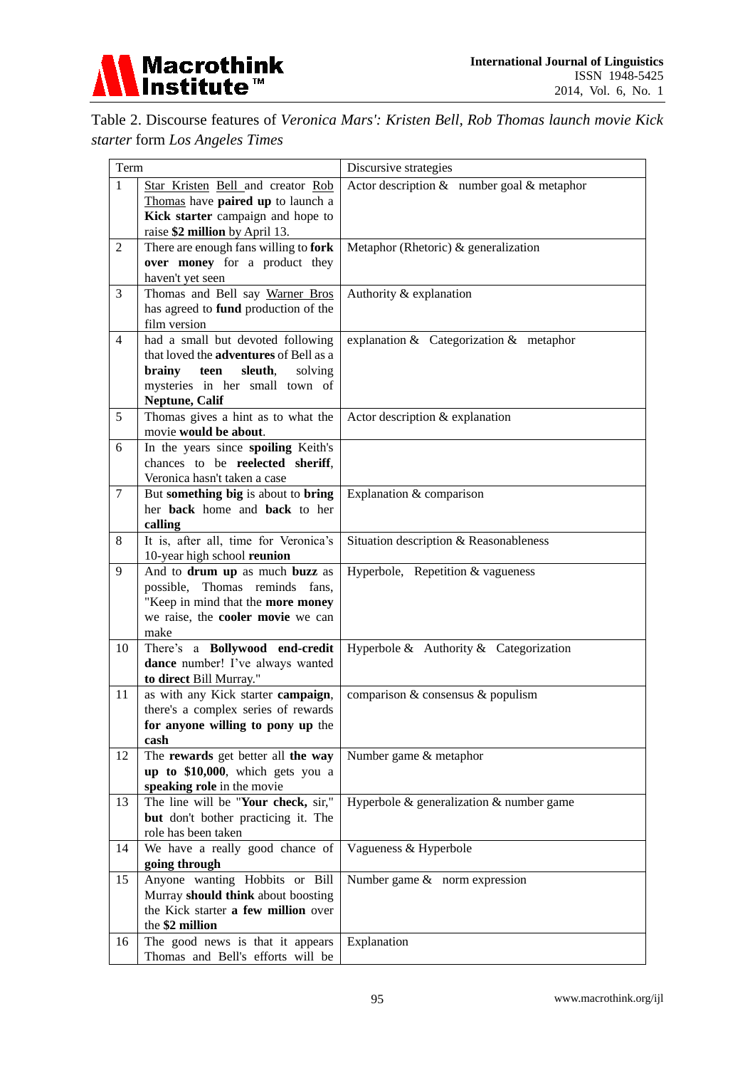Table 2. Discourse features of *Veronica Mars': Kristen Bell, Rob Thomas launch movie Kick starter* form *Los Angeles Times*

| Term | | Discursive strategies |
|---|---|---|
| 1 | Star Kristen Bell and creator Rob Thomas have **paired up** to launch a **Kick starter** campaign and hope to raise **$2 million** by April 13. | Actor description & number goal & metaphor |
| 2 | There are enough fans willing to **fork over money** for a product they haven't yet seen | Metaphor (Rhetoric) & generalization |
| 3 | Thomas and Bell say Warner Bros has agreed to **fund** production of the film version | Authority & explanation |
| 4 | had a small but devoted following that loved the **adventures** of Bell as a **brainy teen sleuth**, solving mysteries in her small town of **Neptune, Calif** | explanation & Categorization & metaphor |
| 5 | Thomas gives a hint as to what the movie **would be about**. | Actor description & explanation |
| 6 | In the years since **spoiling** Keith's chances to be **reelected sheriff**, Veronica hasn't taken a case | |
| 7 | But **something big** is about to **bring** her **back** home and **back** to her **calling** | Explanation & comparison |
| 8 | It is, after all, time for Veronica's 10-year high school **reunion** | Situation description & Reasonableness |
| 9 | And to **drum up** as much **buzz** as possible, Thomas reminds fans, "Keep in mind that the **more money** we raise, the **cooler movie** we can make | Hyperbole, Repetition & vagueness |
| 10 | There's a **Bollywood end-credit dance** number! I've always wanted **to direct** Bill Murray." | Hyperbole & Authority & Categorization |
| 11 | as with any Kick starter **campaign**, there's a complex series of rewards **for anyone willing to pony up** the **cash** | comparison & consensus & populism |
| 12 | The **rewards** get better all **the way up to $10,000**, which gets you a **speaking role** in the movie | Number game & metaphor |
| 13 | The line will be "**Your check,** sir," **but** don't bother practicing it. The role has been taken | Hyperbole & generalization & number game |
| 14 | We have a really good chance of **going through** | Vagueness & Hyperbole |
| 15 | Anyone wanting Hobbits or Bill Murray **should think** about boosting the Kick starter **a few million** over the **$2 million** | Number game & norm expression |
| 16 | The good news is that it appears Thomas and Bell's efforts will be | Explanation |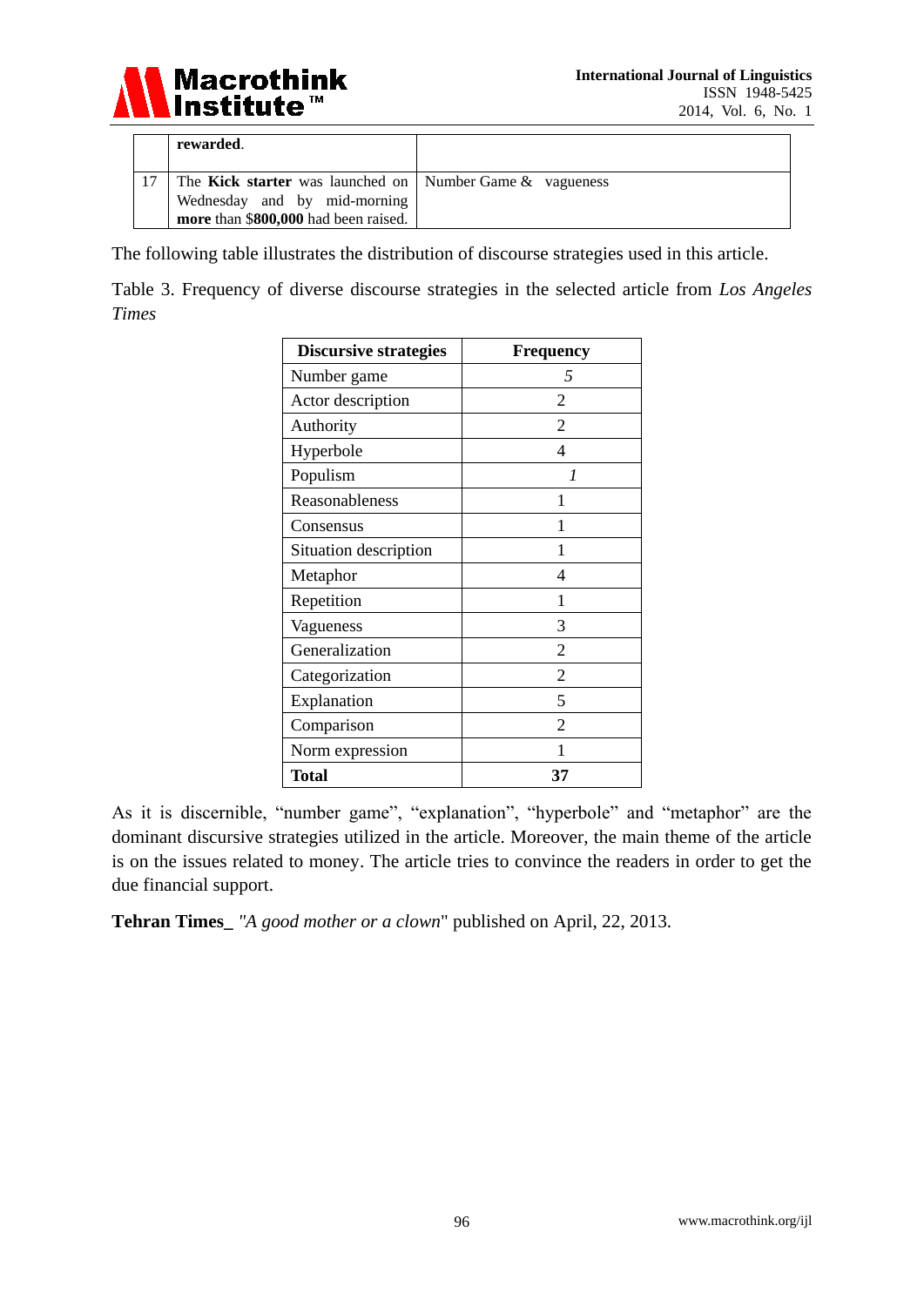| | | |
|---|---|---|
| | **rewarded**. | |
| 17 | The **Kick starter** was launched on Wednesday and by mid-morning **more** than $**800,000** had been raised. | Number Game & vagueness |

The following table illustrates the distribution of discourse strategies used in this article.

Table 3. Frequency of diverse discourse strategies in the selected article from *Los Angeles Times*

| Discursive strategies | Frequency |
|---|---|
| Number game | *5* |
| Actor description | 2 |
| Authority | 2 |
| Hyperbole | 4 |
| Populism | *1* |
| Reasonableness | 1 |
| Consensus | 1 |
| Situation description | 1 |
| Metaphor | 4 |
| Repetition | 1 |
| Vagueness | 3 |
| Generalization | 2 |
| Categorization | 2 |
| Explanation | 5 |
| Comparison | 2 |
| Norm expression | 1 |
| **Total** | **37** |

As it is discernible, "number game", "explanation", "hyperbole" and "metaphor" are the dominant discursive strategies utilized in the article. Moreover, the main theme of the article is on the issues related to money. The article tries to convince the readers in order to get the due financial support.

**Tehran Times_** *"A good mother or a clown*" published on April, 22, 2013.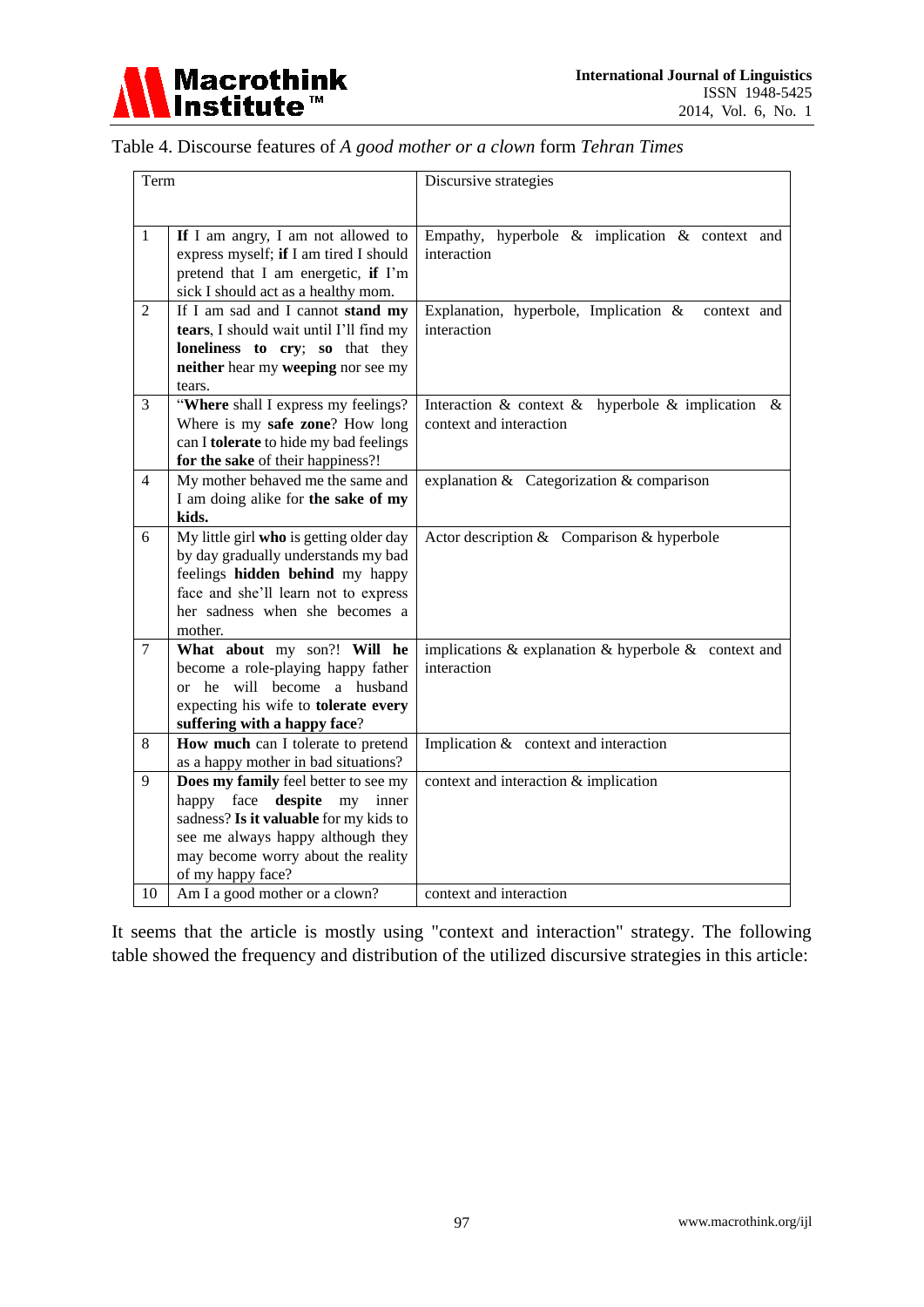Table 4. Discourse features of *A good mother or a clown* form *Tehran Times*

| Term | | Discursive strategies |
|---|---|---|
| 1 | **If** I am angry, I am not allowed to express myself; **if** I am tired I should pretend that I am energetic, **if** I'm sick I should act as a healthy mom. | Empathy, hyperbole & implication & context and interaction |
| 2 | If I am sad and I cannot **stand my tears**, I should wait until I'll find my **loneliness to cry**; **so** that they **neither** hear my **weeping** nor see my tears. | Explanation, hyperbole, Implication & context and interaction |
| 3 | "**Where** shall I express my feelings? Where is my **safe zone**? How long can I **tolerate** to hide my bad feelings **for the sake** of their happiness?! | Interaction & context & hyperbole & implication & context and interaction |
| 4 | My mother behaved me the same and I am doing alike for **the sake of my kids.** | explanation & Categorization & comparison |
| 6 | My little girl **who** is getting older day by day gradually understands my bad feelings **hidden behind** my happy face and she'll learn not to express her sadness when she becomes a mother. | Actor description & Comparison & hyperbole |
| 7 | **What about** my son?! **Will he** become a role-playing happy father or he will become a husband expecting his wife to **tolerate every suffering with a happy face**? | implications & explanation & hyperbole & context and interaction |
| 8 | **How much** can I tolerate to pretend as a happy mother in bad situations? | Implication & context and interaction |
| 9 | **Does my family** feel better to see my happy face **despite** my inner sadness? **Is it valuable** for my kids to see me always happy although they may become worry about the reality of my happy face? | context and interaction & implication |
| 10 | Am I a good mother or a clown? | context and interaction |

It seems that the article is mostly using "context and interaction" strategy. The following table showed the frequency and distribution of the utilized discursive strategies in this article: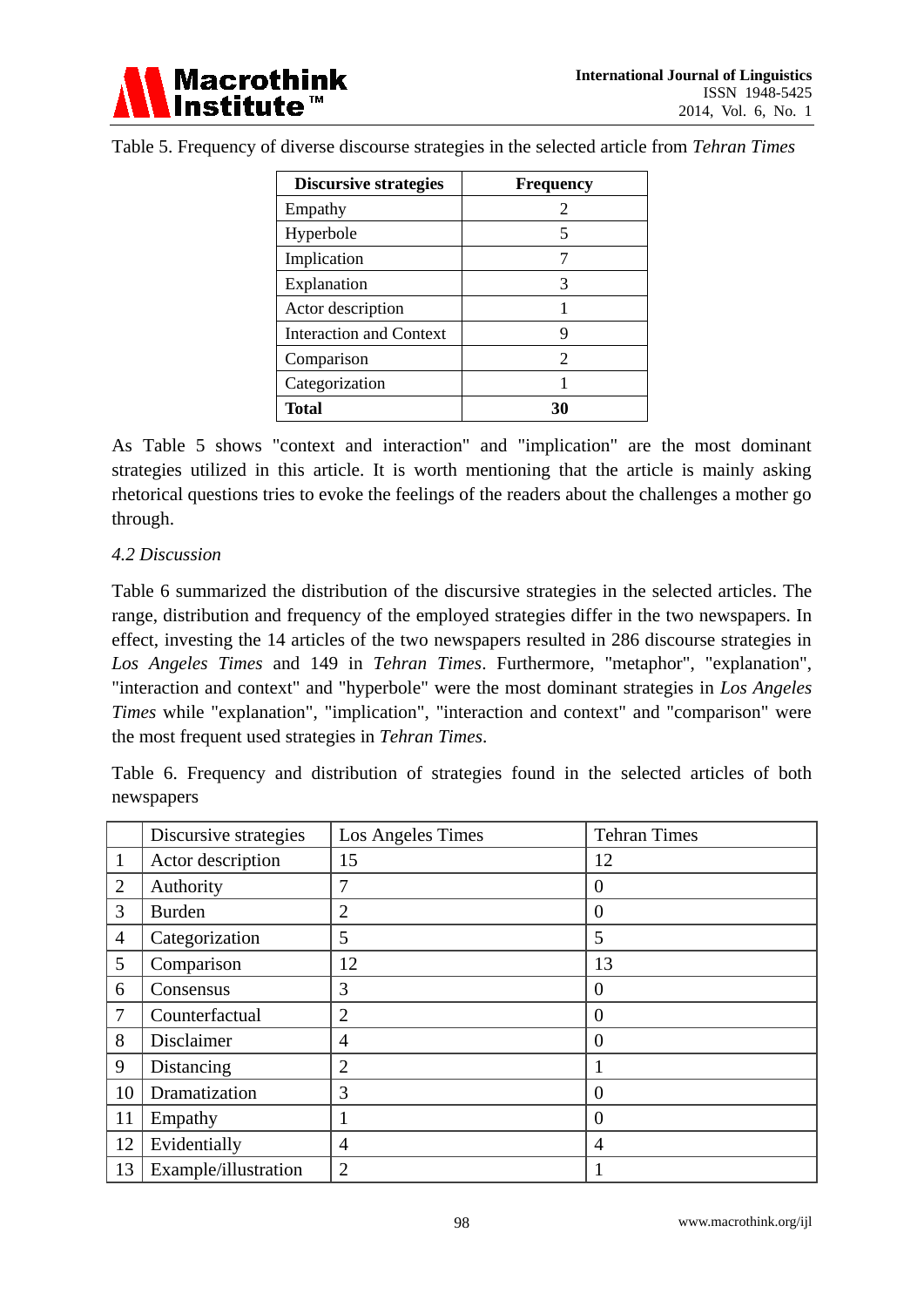Table 5. Frequency of diverse discourse strategies in the selected article from *Tehran Times*

| **Discursive strategies** | **Frequency** |
|---|---|
| Empathy | 2 |
| Hyperbole | 5 |
| Implication | 7 |
| Explanation | 3 |
| Actor description | 1 |
| Interaction and Context | 9 |
| Comparison | 2 |
| Categorization | 1 |
| **Total** | **30** |

As Table 5 shows "context and interaction" and "implication" are the most dominant strategies utilized in this article. It is worth mentioning that the article is mainly asking rhetorical questions tries to evoke the feelings of the readers about the challenges a mother go through.

*4.2 Discussion*

Table 6 summarized the distribution of the discursive strategies in the selected articles. The range, distribution and frequency of the employed strategies differ in the two newspapers. In effect, investing the 14 articles of the two newspapers resulted in 286 discourse strategies in *Los Angeles Times* and 149 in *Tehran Times*. Furthermore, "metaphor", "explanation", "interaction and context" and "hyperbole" were the most dominant strategies in *Los Angeles Times* while "explanation", "implication", "interaction and context" and "comparison" were the most frequent used strategies in *Tehran Times*.

Table 6. Frequency and distribution of strategies found in the selected articles of both newspapers

| | Discursive strategies | Los Angeles Times | Tehran Times |
|---|---|---|---|
| 1 | Actor description | 15 | 12 |
| 2 | Authority | 7 | 0 |
| 3 | Burden | 2 | 0 |
| 4 | Categorization | 5 | 5 |
| 5 | Comparison | 12 | 13 |
| 6 | Consensus | 3 | 0 |
| 7 | Counterfactual | 2 | 0 |
| 8 | Disclaimer | 4 | 0 |
| 9 | Distancing | 2 | 1 |
| 10 | Dramatization | 3 | 0 |
| 11 | Empathy | 1 | 0 |
| 12 | Evidentially | 4 | 4 |
| 13 | Example/illustration | 2 | 1 |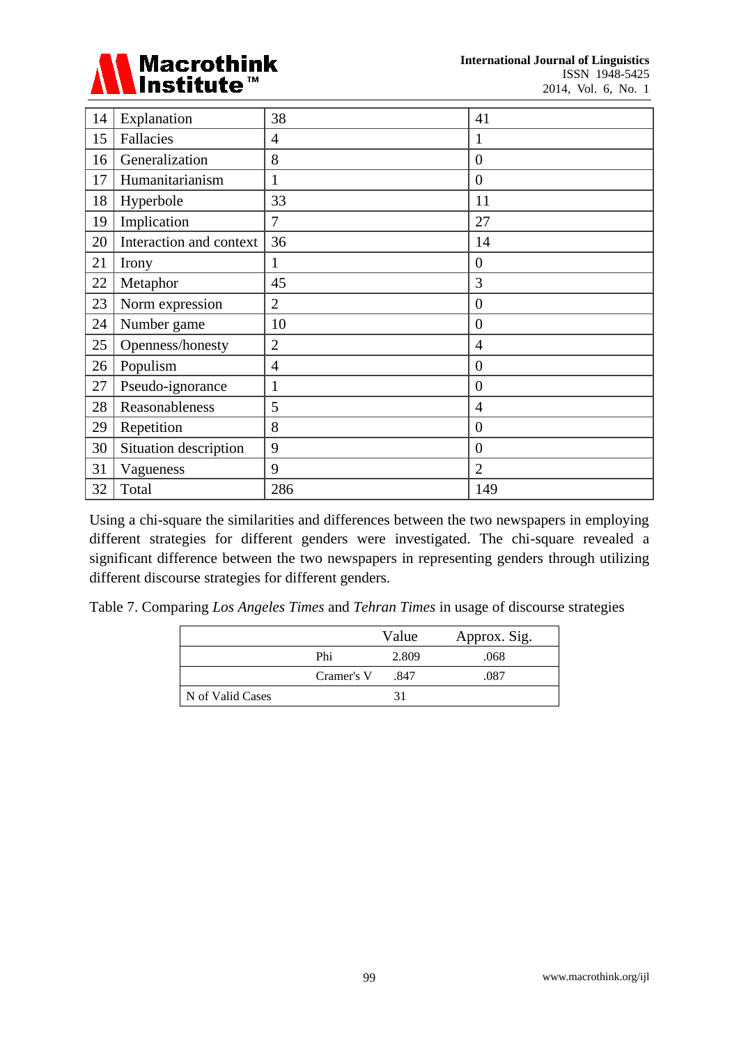| 14 | Explanation | 38 | 41 |
|---|---|---|---|
| 15 | Fallacies | 4 | 1 |
| 16 | Generalization | 8 | 0 |
| 17 | Humanitarianism | 1 | 0 |
| 18 | Hyperbole | 33 | 11 |
| 19 | Implication | 7 | 27 |
| 20 | Interaction and context | 36 | 14 |
| 21 | Irony | 1 | 0 |
| 22 | Metaphor | 45 | 3 |
| 23 | Norm expression | 2 | 0 |
| 24 | Number game | 10 | 0 |
| 25 | Openness/honesty | 2 | 4 |
| 26 | Populism | 4 | 0 |
| 27 | Pseudo-ignorance | 1 | 0 |
| 28 | Reasonableness | 5 | 4 |
| 29 | Repetition | 8 | 0 |
| 30 | Situation description | 9 | 0 |
| 31 | Vagueness | 9 | 2 |
| 32 | Total | 286 | 149 |

Using a chi-square the similarities and differences between the two newspapers in employing different strategies for different genders were investigated. The chi-square revealed a significant difference between the two newspapers in representing genders through utilizing different discourse strategies for different genders.

Table 7. Comparing *Los Angeles Times* and *Tehran Times* in usage of discourse strategies

| | | Value | Approx. Sig. |
|---|---|---|---|
| | Phi | 2.809 | .068 |
| | Cramer's V | .847 | .087 |
| N of Valid Cases | | 31 | |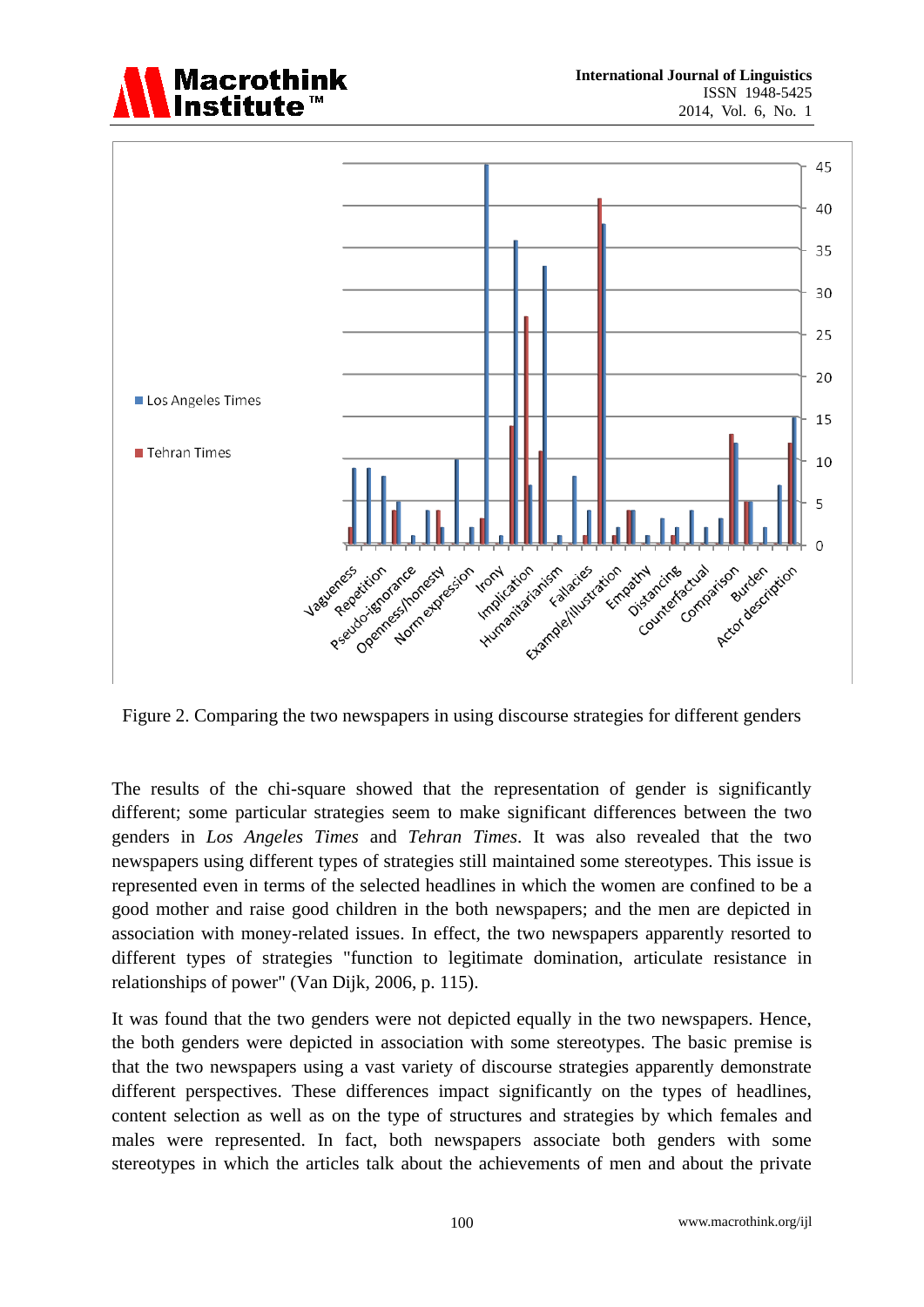Figure 2. Comparing the two newspapers in using discourse strategies for different genders

The results of the chi-square showed that the representation of gender is significantly different; some particular strategies seem to make significant differences between the two genders in *Los Angeles Times* and *Tehran Times*. It was also revealed that the two newspapers using different types of strategies still maintained some stereotypes. This issue is represented even in terms of the selected headlines in which the women are confined to be a good mother and raise good children in the both newspapers; and the men are depicted in association with money-related issues. In effect, the two newspapers apparently resorted to different types of strategies "function to legitimate domination, articulate resistance in relationships of power" (Van Dijk, 2006, p. 115).

It was found that the two genders were not depicted equally in the two newspapers. Hence, the both genders were depicted in association with some stereotypes. The basic premise is that the two newspapers using a vast variety of discourse strategies apparently demonstrate different perspectives. These differences impact significantly on the types of headlines, content selection as well as on the type of structures and strategies by which females and males were represented. In fact, both newspapers associate both genders with some stereotypes in which the articles talk about the achievements of men and about the private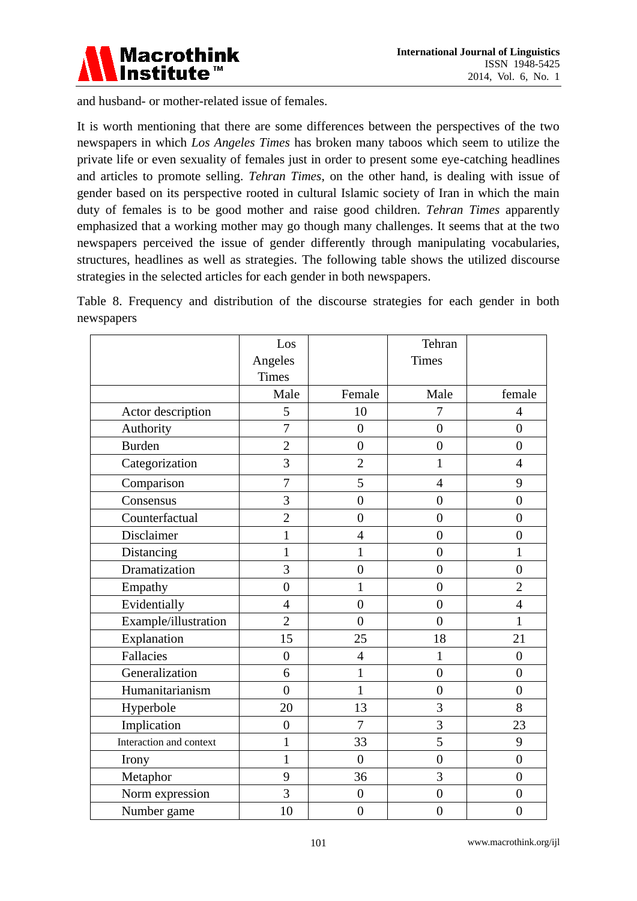and husband- or mother-related issue of females.

It is worth mentioning that there are some differences between the perspectives of the two newspapers in which *Los Angeles Times* has broken many taboos which seem to utilize the private life or even sexuality of females just in order to present some eye-catching headlines and articles to promote selling. *Tehran Times*, on the other hand, is dealing with issue of gender based on its perspective rooted in cultural Islamic society of Iran in which the main duty of females is to be good mother and raise good children. *Tehran Times* apparently emphasized that a working mother may go though many challenges. It seems that at the two newspapers perceived the issue of gender differently through manipulating vocabularies, structures, headlines as well as strategies. The following table shows the utilized discourse strategies in the selected articles for each gender in both newspapers.

Table 8. Frequency and distribution of the discourse strategies for each gender in both newspapers

| | Los Angeles Times | | Tehran Times | |
|---|---|---|---|---|
| | Male | Female | Male | female |
| Actor description | 5 | 10 | 7 | 4 |
| Authority | 7 | 0 | 0 | 0 |
| Burden | 2 | 0 | 0 | 0 |
| Categorization | 3 | 2 | 1 | 4 |
| Comparison | 7 | 5 | 4 | 9 |
| Consensus | 3 | 0 | 0 | 0 |
| Counterfactual | 2 | 0 | 0 | 0 |
| Disclaimer | 1 | 4 | 0 | 0 |
| Distancing | 1 | 1 | 0 | 1 |
| Dramatization | 3 | 0 | 0 | 0 |
| Empathy | 0 | 1 | 0 | 2 |
| Evidentially | 4 | 0 | 0 | 4 |
| Example/illustration | 2 | 0 | 0 | 1 |
| Explanation | 15 | 25 | 18 | 21 |
| Fallacies | 0 | 4 | 1 | 0 |
| Generalization | 6 | 1 | 0 | 0 |
| Humanitarianism | 0 | 1 | 0 | 0 |
| Hyperbole | 20 | 13 | 3 | 8 |
| Implication | 0 | 7 | 3 | 23 |
| Interaction and context | 1 | 33 | 5 | 9 |
| Irony | 1 | 0 | 0 | 0 |
| Metaphor | 9 | 36 | 3 | 0 |
| Norm expression | 3 | 0 | 0 | 0 |
| Number game | 10 | 0 | 0 | 0 |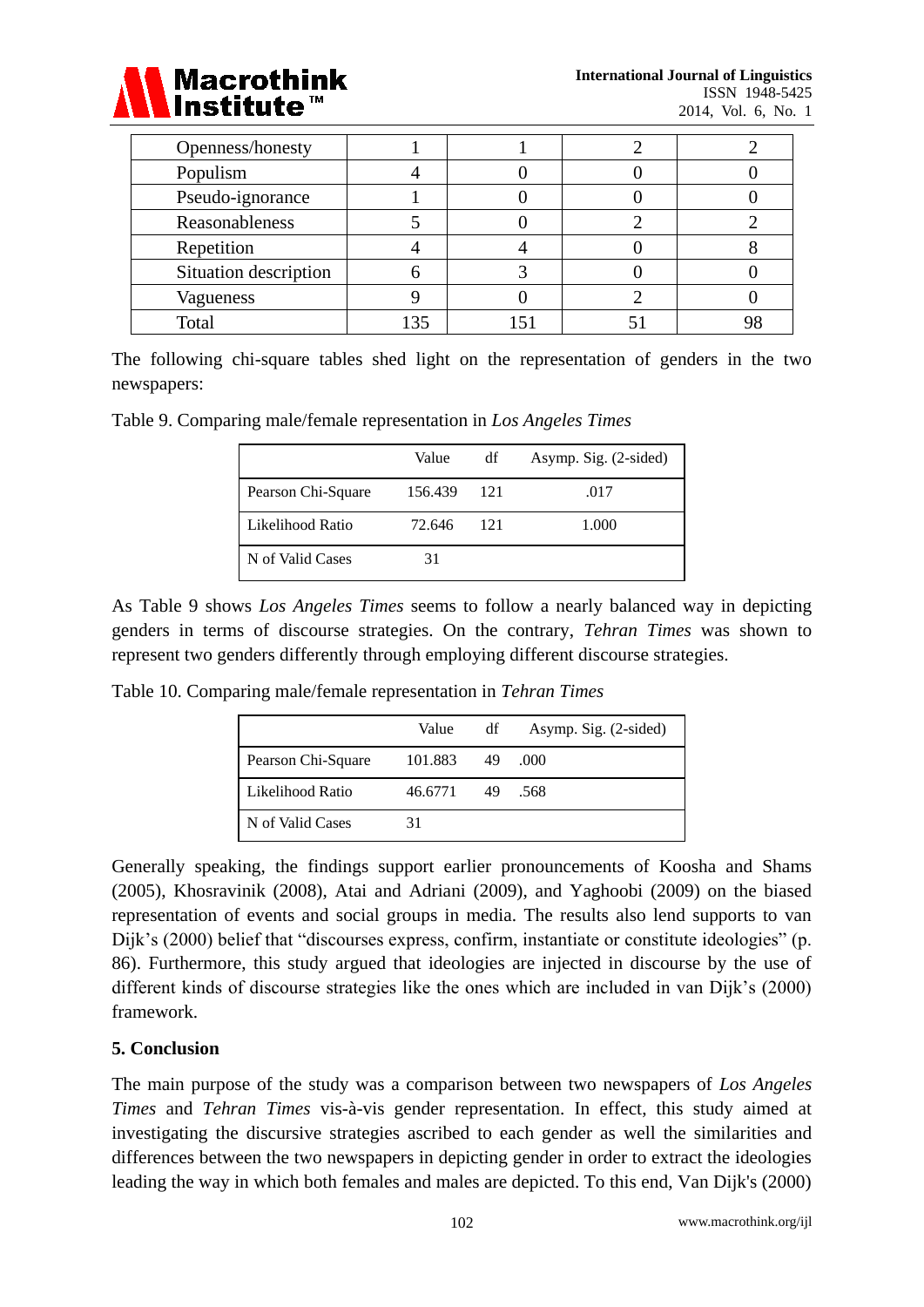| Openness/honesty | 1 | 1 | 2 | 2 |
|---|---|---|---|---|
| Populism | 4 | 0 | 0 | 0 |
| Pseudo-ignorance | 1 | 0 | 0 | 0 |
| Reasonableness | 5 | 0 | 2 | 2 |
| Repetition | 4 | 4 | 0 | 8 |
| Situation description | 6 | 3 | 0 | 0 |
| Vagueness | 9 | 0 | 2 | 0 |
| Total | 135 | 151 | 51 | 98 |

The following chi-square tables shed light on the representation of genders in the two newspapers:

Table 9. Comparing male/female representation in *Los Angeles Times*

| | Value | df | Asymp. Sig. (2-sided) |
|---|---|---|---|
| Pearson Chi-Square | 156.439 | 121 | .017 |
| Likelihood Ratio | 72.646 | 121 | 1.000 |
| N of Valid Cases | 31 | | |

As Table 9 shows *Los Angeles Times* seems to follow a nearly balanced way in depicting genders in terms of discourse strategies. On the contrary, *Tehran Times* was shown to represent two genders differently through employing different discourse strategies.

Table 10. Comparing male/female representation in *Tehran Times*

| | Value | df | Asymp. Sig. (2-sided) |
|---|---|---|---|
| Pearson Chi-Square | 101.883 | 49 | .000 |
| Likelihood Ratio | 46.6771 | 49 | .568 |
| N of Valid Cases | 31 | | |

Generally speaking, the findings support earlier pronouncements of Koosha and Shams (2005), Khosravinik (2008), Atai and Adriani (2009), and Yaghoobi (2009) on the biased representation of events and social groups in media. The results also lend supports to van Dijk's (2000) belief that "discourses express, confirm, instantiate or constitute ideologies" (p. 86). Furthermore, this study argued that ideologies are injected in discourse by the use of different kinds of discourse strategies like the ones which are included in van Dijk's (2000) framework.

## 5. Conclusion

The main purpose of the study was a comparison between two newspapers of *Los Angeles Times* and *Tehran Times* vis-à-vis gender representation. In effect, this study aimed at investigating the discursive strategies ascribed to each gender as well the similarities and differences between the two newspapers in depicting gender in order to extract the ideologies leading the way in which both females and males are depicted. To this end, Van Dijk's (2000)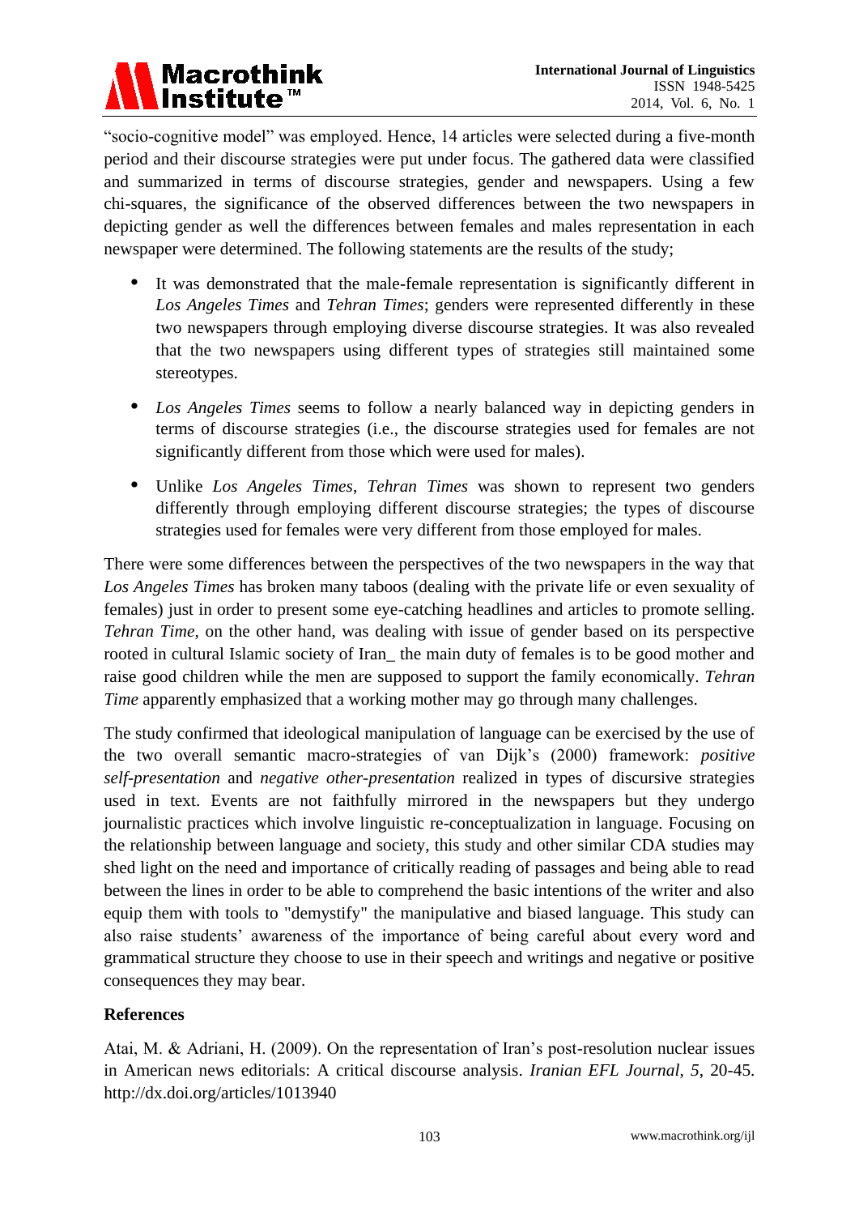"socio-cognitive model" was employed. Hence, 14 articles were selected during a five-month period and their discourse strategies were put under focus. The gathered data were classified and summarized in terms of discourse strategies, gender and newspapers. Using a few chi-squares, the significance of the observed differences between the two newspapers in depicting gender as well the differences between females and males representation in each newspaper were determined. The following statements are the results of the study;

- It was demonstrated that the male-female representation is significantly different in *Los Angeles Times* and *Tehran Times*; genders were represented differently in these two newspapers through employing diverse discourse strategies. It was also revealed that the two newspapers using different types of strategies still maintained some stereotypes.
- *Los Angeles Times* seems to follow a nearly balanced way in depicting genders in terms of discourse strategies (i.e., the discourse strategies used for females are not significantly different from those which were used for males).
- Unlike *Los Angeles Times*, *Tehran Times* was shown to represent two genders differently through employing different discourse strategies; the types of discourse strategies used for females were very different from those employed for males.

There were some differences between the perspectives of the two newspapers in the way that *Los Angeles Times* has broken many taboos (dealing with the private life or even sexuality of females) just in order to present some eye-catching headlines and articles to promote selling. *Tehran Time*, on the other hand, was dealing with issue of gender based on its perspective rooted in cultural Islamic society of Iran_ the main duty of females is to be good mother and raise good children while the men are supposed to support the family economically. *Tehran Time* apparently emphasized that a working mother may go through many challenges.

The study confirmed that ideological manipulation of language can be exercised by the use of the two overall semantic macro-strategies of van Dijk's (2000) framework: *positive self-presentation* and *negative other-presentation* realized in types of discursive strategies used in text. Events are not faithfully mirrored in the newspapers but they undergo journalistic practices which involve linguistic re-conceptualization in language. Focusing on the relationship between language and society, this study and other similar CDA studies may shed light on the need and importance of critically reading of passages and being able to read between the lines in order to be able to comprehend the basic intentions of the writer and also equip them with tools to "demystify" the manipulative and biased language. This study can also raise students' awareness of the importance of being careful about every word and grammatical structure they choose to use in their speech and writings and negative or positive consequences they may bear.

## References

Atai, M. & Adriani, H. (2009). On the representation of Iran's post-resolution nuclear issues in American news editorials: A critical discourse analysis. *Iranian EFL Journal*, *5*, 20-45. http://dx.doi.org/articles/1013940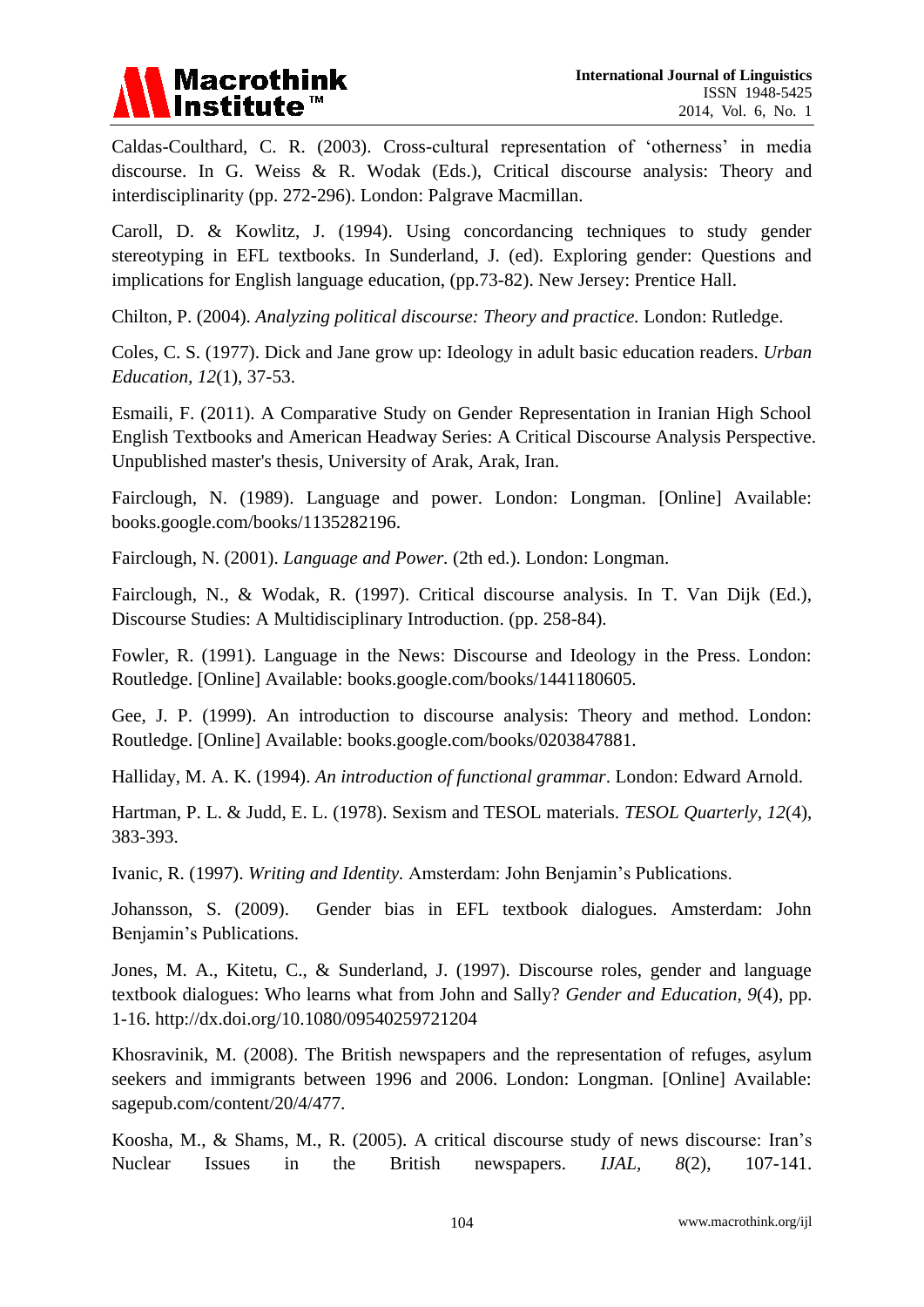Caldas-Coulthard, C. R. (2003). Cross-cultural representation of 'otherness' in media discourse. In G. Weiss & R. Wodak (Eds.), Critical discourse analysis: Theory and interdisciplinarity (pp. 272-296). London: Palgrave Macmillan.

Caroll, D. & Kowlitz, J. (1994). Using concordancing techniques to study gender stereotyping in EFL textbooks. In Sunderland, J. (ed). Exploring gender: Questions and implications for English language education, (pp.73-82). New Jersey: Prentice Hall.

Chilton, P. (2004). *Analyzing political discourse: Theory and practice.* London: Rutledge.

Coles, C. S. (1977). Dick and Jane grow up: Ideology in adult basic education readers. *Urban Education*, *12*(1), 37-53.

Esmaili, F. (2011). A Comparative Study on Gender Representation in Iranian High School English Textbooks and American Headway Series: A Critical Discourse Analysis Perspective. Unpublished master's thesis, University of Arak, Arak, Iran.

Fairclough, N. (1989). Language and power. London: Longman. [Online] Available: books.google.com/books/1135282196.

Fairclough, N. (2001). *Language and Power.* (2th ed.). London: Longman.

Fairclough, N., & Wodak, R. (1997). Critical discourse analysis. In T. Van Dijk (Ed.), Discourse Studies: A Multidisciplinary Introduction. (pp. 258-84).

Fowler, R. (1991). Language in the News: Discourse and Ideology in the Press. London: Routledge. [Online] Available: books.google.com/books/1441180605.

Gee, J. P. (1999). An introduction to discourse analysis: Theory and method. London: Routledge. [Online] Available: books.google.com/books/0203847881.

Halliday, M. A. K. (1994). *An introduction of functional grammar*. London: Edward Arnold.

Hartman, P. L. & Judd, E. L. (1978). Sexism and TESOL materials. *TESOL Quarterly*, *12*(4), 383-393.

Ivanic, R. (1997). *Writing and Identity.* Amsterdam: John Benjamin's Publications.

Johansson, S. (2009). Gender bias in EFL textbook dialogues. Amsterdam: John Benjamin's Publications.

Jones, M. A., Kitetu, C., & Sunderland, J. (1997). Discourse roles, gender and language textbook dialogues: Who learns what from John and Sally? *Gender and Education, 9*(4), pp. 1-16. http://dx.doi.org/10.1080/09540259721204

Khosravinik, M. (2008). The British newspapers and the representation of refuges, asylum seekers and immigrants between 1996 and 2006. London: Longman. [Online] Available: sagepub.com/content/20/4/477.

Koosha, M., & Shams, M., R. (2005). A critical discourse study of news discourse: Iran's Nuclear Issues in the British newspapers. *IJAL, 8*(2), 107-141.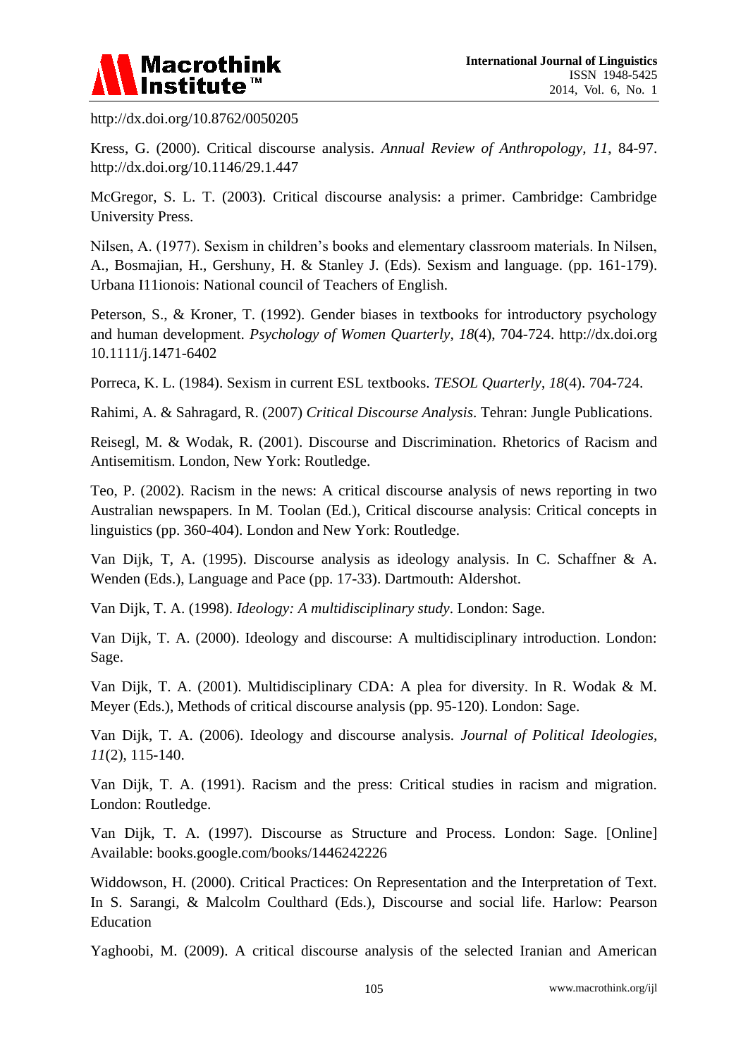http://dx.doi.org/10.8762/0050205

Kress, G. (2000). Critical discourse analysis. *Annual Review of Anthropology, 11*, 84-97. http://dx.doi.org/10.1146/29.1.447

McGregor, S. L. T. (2003). Critical discourse analysis: a primer. Cambridge: Cambridge University Press.

Nilsen, A. (1977). Sexism in children's books and elementary classroom materials. In Nilsen, A., Bosmajian, H., Gershuny, H. & Stanley J. (Eds). Sexism and language. (pp. 161-179). Urbana I11ionois: National council of Teachers of English.

Peterson, S., & Kroner, T. (1992). Gender biases in textbooks for introductory psychology and human development. *Psychology of Women Quarterly*, *18*(4), 704-724. http://dx.doi.org 10.1111/j.1471-6402

Porreca, K. L. (1984). Sexism in current ESL textbooks. *TESOL Quarterly*, *18*(4). 704-724.

Rahimi, A. & Sahragard, R. (2007) *Critical Discourse Analysis*. Tehran: Jungle Publications.

Reisegl, M. & Wodak, R. (2001). Discourse and Discrimination. Rhetorics of Racism and Antisemitism. London, New York: Routledge.

Teo, P. (2002). Racism in the news: A critical discourse analysis of news reporting in two Australian newspapers. In M. Toolan (Ed.), Critical discourse analysis: Critical concepts in linguistics (pp. 360-404). London and New York: Routledge.

Van Dijk, T, A. (1995). Discourse analysis as ideology analysis. In C. Schaffner & A. Wenden (Eds.), Language and Pace (pp. 17-33). Dartmouth: Aldershot.

Van Dijk, T. A. (1998). *Ideology: A multidisciplinary study*. London: Sage.

Van Dijk, T. A. (2000). Ideology and discourse: A multidisciplinary introduction. London: Sage.

Van Dijk, T. A. (2001). Multidisciplinary CDA: A plea for diversity. In R. Wodak & M. Meyer (Eds.), Methods of critical discourse analysis (pp. 95-120). London: Sage.

Van Dijk, T. A. (2006). Ideology and discourse analysis. *Journal of Political Ideologies, 11*(2), 115-140.

Van Dijk, T. A. (1991). Racism and the press: Critical studies in racism and migration. London: Routledge.

Van Dijk, T. A. (1997). Discourse as Structure and Process. London: Sage. [Online] Available: books.google.com/books/1446242226

Widdowson, H. (2000). Critical Practices: On Representation and the Interpretation of Text. In S. Sarangi, & Malcolm Coulthard (Eds.), Discourse and social life. Harlow: Pearson Education

Yaghoobi, M. (2009). A critical discourse analysis of the selected Iranian and American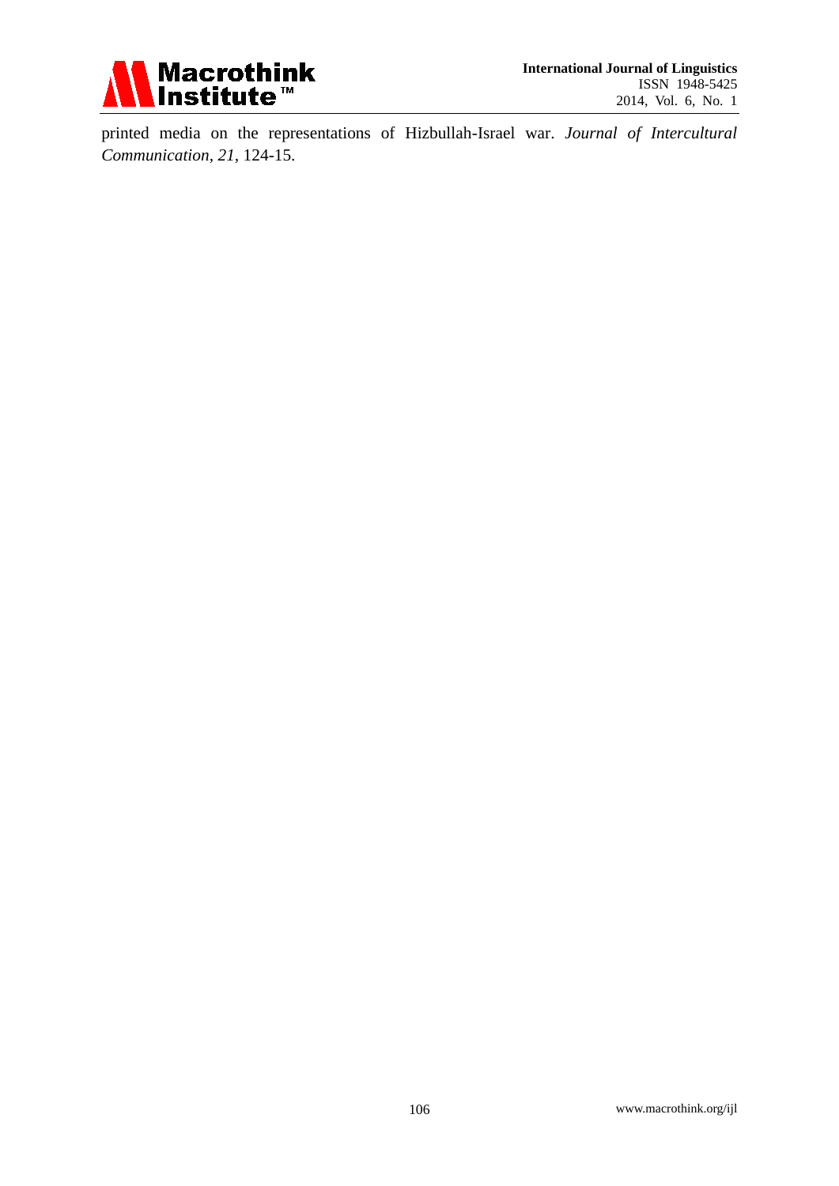printed media on the representations of Hizbullah-Israel war. *Journal of Intercultural Communication, 21,* 124-15.